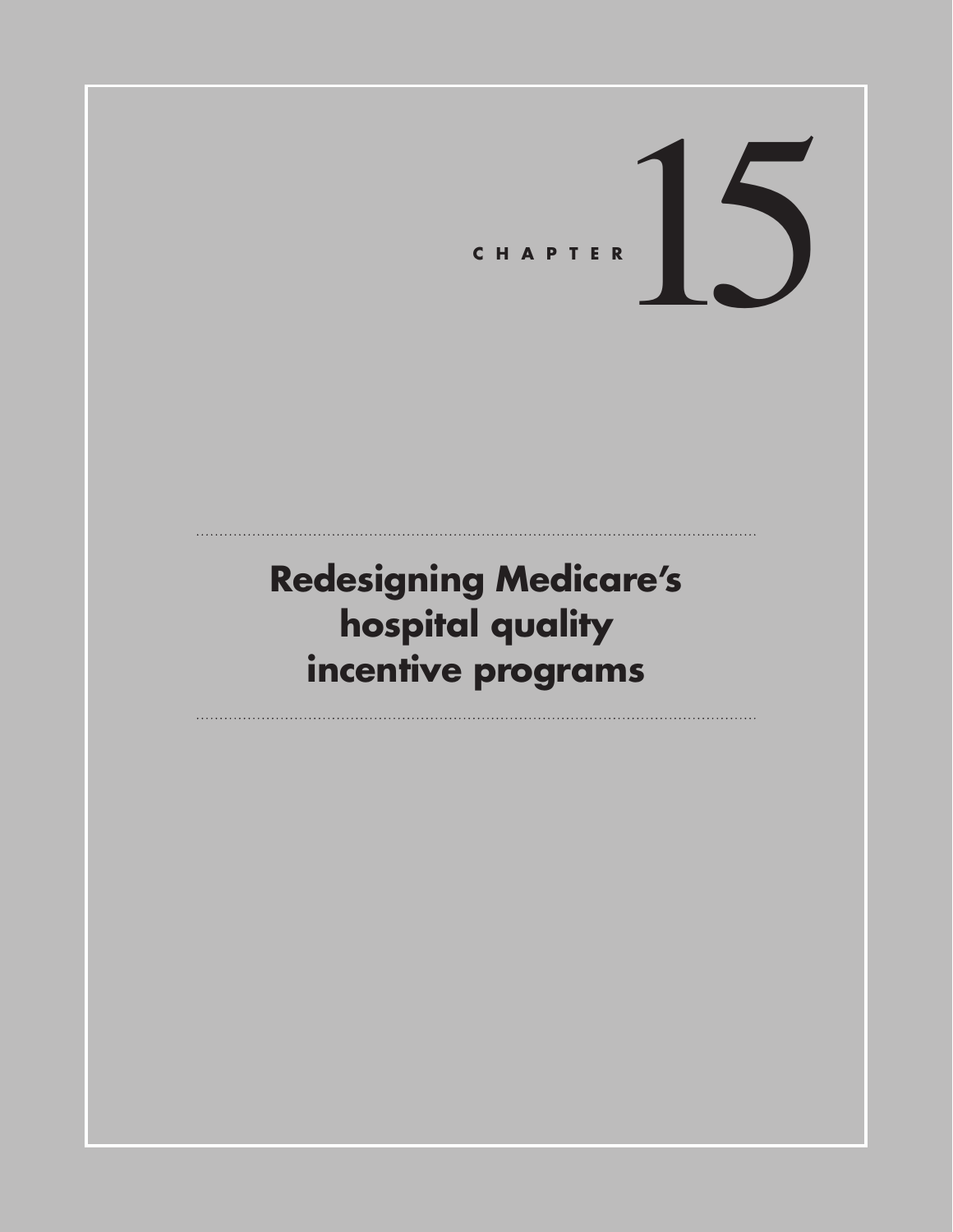CHAPTER 15

# Redesigning Medicare's hospital quality incentive programs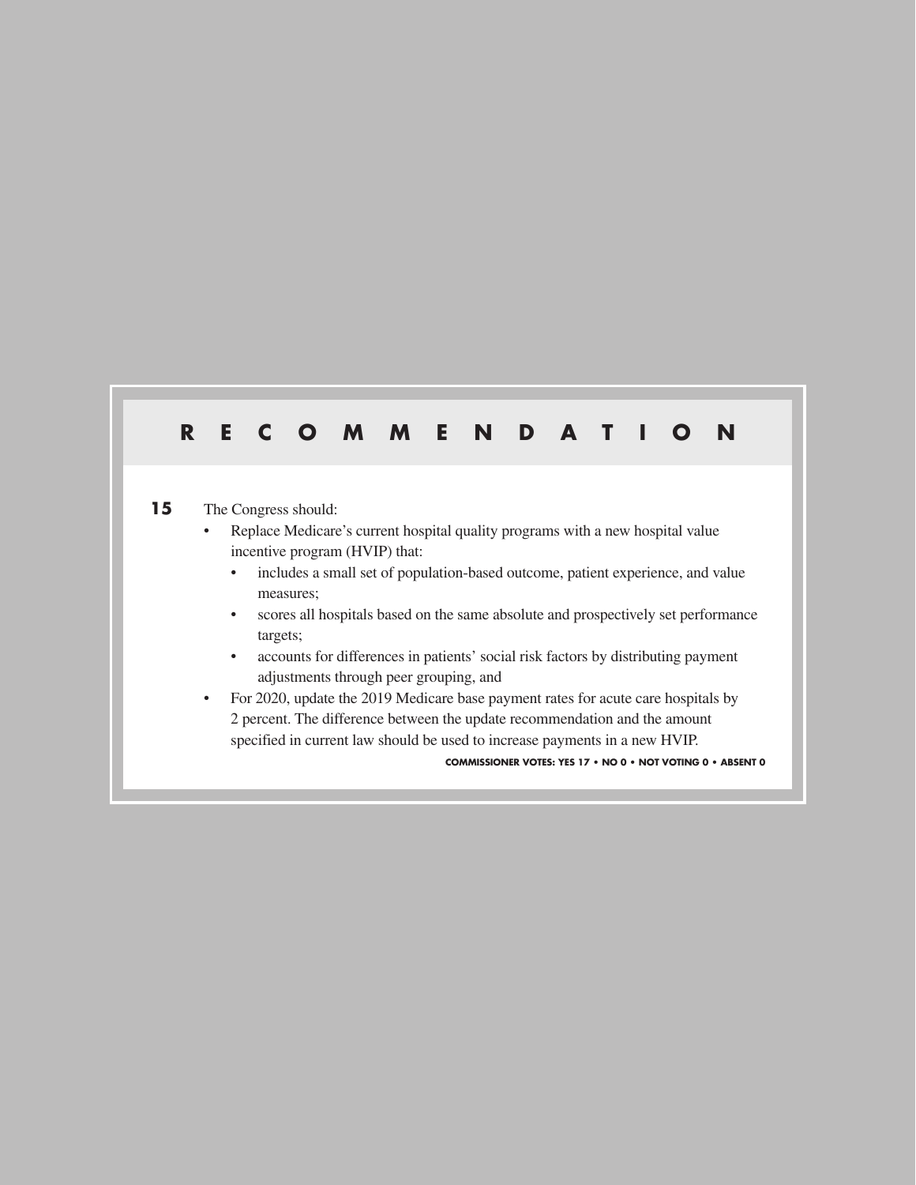## RECOMMENDATION

**15** The Congress should:

- Replace Medicare's current hospital quality programs with a new hospital value incentive program (HVIP) that:
  - includes a small set of population-based outcome, patient experience, and value measures;
  - scores all hospitals based on the same absolute and prospectively set performance targets;
  - accounts for differences in patients' social risk factors by distributing payment adjustments through peer grouping, and
- For 2020, update the 2019 Medicare base payment rates for acute care hospitals by 2 percent. The difference between the update recommendation and the amount specified in current law should be used to increase payments in a new HVIP.

**COMMISSIONER VOTES: YES 17 • NO 0 • NOT VOTING 0 • ABSENT 0**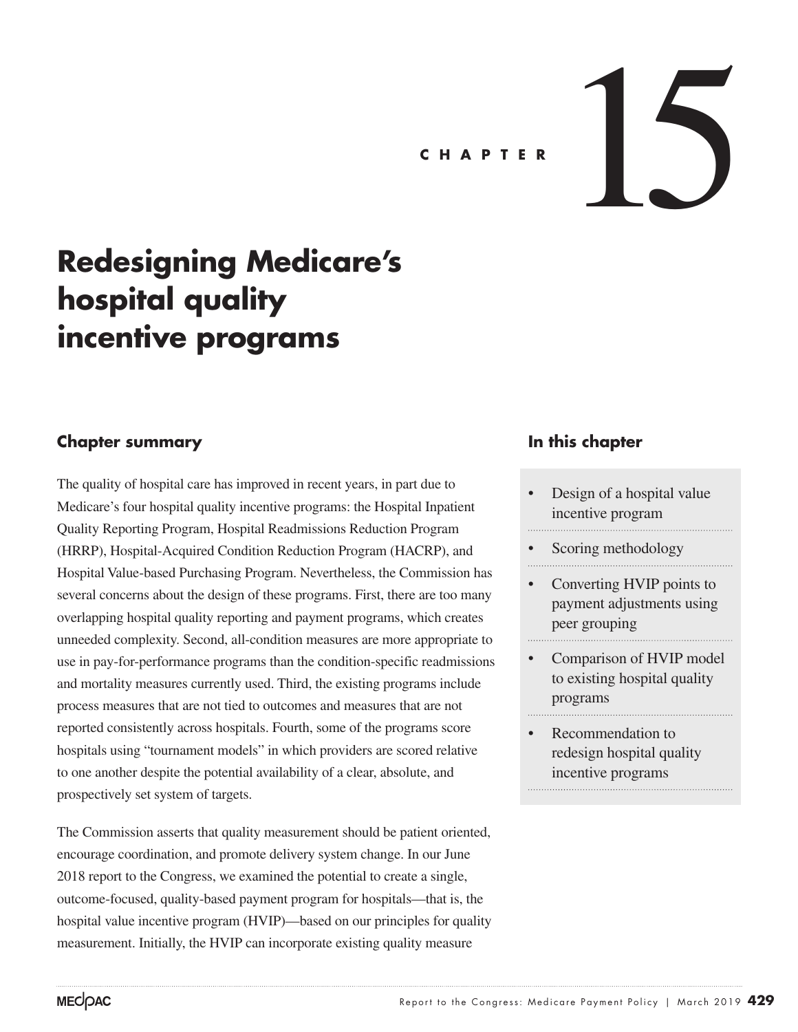CHAPTER 15

# Redesigning Medicare's hospital quality incentive programs

## Chapter summary

The quality of hospital care has improved in recent years, in part due to Medicare's four hospital quality incentive programs: the Hospital Inpatient Quality Reporting Program, Hospital Readmissions Reduction Program (HRRP), Hospital-Acquired Condition Reduction Program (HACRP), and Hospital Value-based Purchasing Program. Nevertheless, the Commission has several concerns about the design of these programs. First, there are too many overlapping hospital quality reporting and payment programs, which creates unneeded complexity. Second, all-condition measures are more appropriate to use in pay-for-performance programs than the condition-specific readmissions and mortality measures currently used. Third, the existing programs include process measures that are not tied to outcomes and measures that are not reported consistently across hospitals. Fourth, some of the programs score hospitals using "tournament models" in which providers are scored relative to one another despite the potential availability of a clear, absolute, and prospectively set system of targets.

The Commission asserts that quality measurement should be patient oriented, encourage coordination, and promote delivery system change. In our June 2018 report to the Congress, we examined the potential to create a single, outcome-focused, quality-based payment program for hospitals—that is, the hospital value incentive program (HVIP)—based on our principles for quality measurement. Initially, the HVIP can incorporate existing quality measure

## In this chapter

- Design of a hospital value incentive program
- Scoring methodology
- Converting HVIP points to payment adjustments using peer grouping
- Comparison of HVIP model to existing hospital quality programs
- Recommendation to redesign hospital quality incentive programs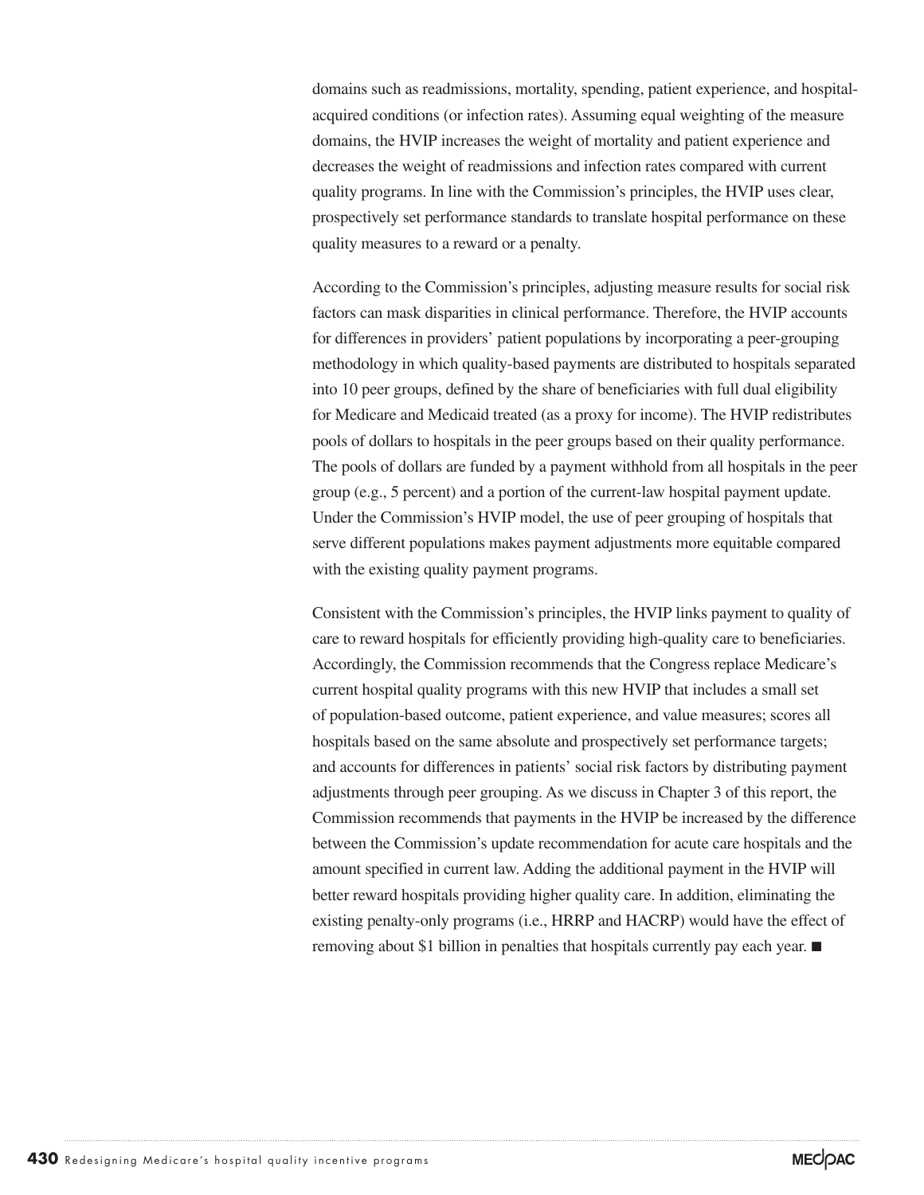domains such as readmissions, mortality, spending, patient experience, and hospital-acquired conditions (or infection rates). Assuming equal weighting of the measure domains, the HVIP increases the weight of mortality and patient experience and decreases the weight of readmissions and infection rates compared with current quality programs. In line with the Commission's principles, the HVIP uses clear, prospectively set performance standards to translate hospital performance on these quality measures to a reward or a penalty.

According to the Commission's principles, adjusting measure results for social risk factors can mask disparities in clinical performance. Therefore, the HVIP accounts for differences in providers' patient populations by incorporating a peer-grouping methodology in which quality-based payments are distributed to hospitals separated into 10 peer groups, defined by the share of beneficiaries with full dual eligibility for Medicare and Medicaid treated (as a proxy for income). The HVIP redistributes pools of dollars to hospitals in the peer groups based on their quality performance. The pools of dollars are funded by a payment withhold from all hospitals in the peer group (e.g., 5 percent) and a portion of the current-law hospital payment update. Under the Commission's HVIP model, the use of peer grouping of hospitals that serve different populations makes payment adjustments more equitable compared with the existing quality payment programs.

Consistent with the Commission's principles, the HVIP links payment to quality of care to reward hospitals for efficiently providing high-quality care to beneficiaries. Accordingly, the Commission recommends that the Congress replace Medicare's current hospital quality programs with this new HVIP that includes a small set of population-based outcome, patient experience, and value measures; scores all hospitals based on the same absolute and prospectively set performance targets; and accounts for differences in patients' social risk factors by distributing payment adjustments through peer grouping. As we discuss in Chapter 3 of this report, the Commission recommends that payments in the HVIP be increased by the difference between the Commission's update recommendation for acute care hospitals and the amount specified in current law. Adding the additional payment in the HVIP will better reward hospitals providing higher quality care. In addition, eliminating the existing penalty-only programs (i.e., HRRP and HACRP) would have the effect of removing about $1 billion in penalties that hospitals currently pay each year. ■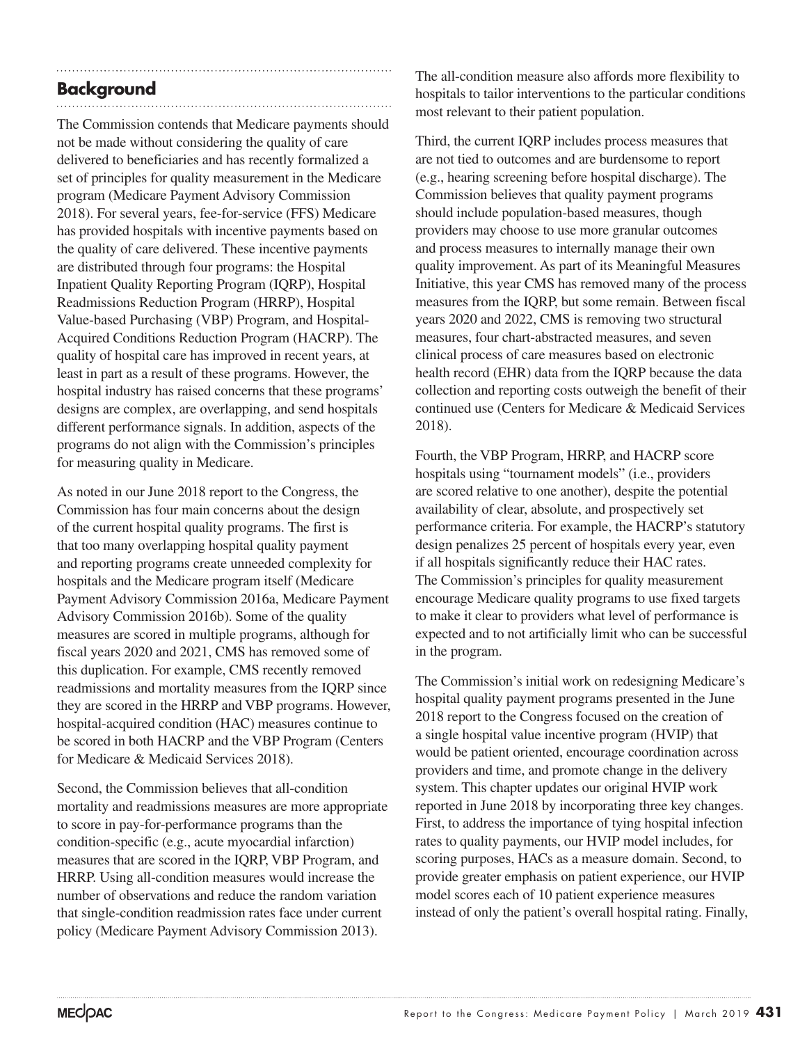## Background

The Commission contends that Medicare payments should not be made without considering the quality of care delivered to beneficiaries and has recently formalized a set of principles for quality measurement in the Medicare program (Medicare Payment Advisory Commission 2018). For several years, fee-for-service (FFS) Medicare has provided hospitals with incentive payments based on the quality of care delivered. These incentive payments are distributed through four programs: the Hospital Inpatient Quality Reporting Program (IQRP), Hospital Readmissions Reduction Program (HRRP), Hospital Value-based Purchasing (VBP) Program, and Hospital-Acquired Conditions Reduction Program (HACRP). The quality of hospital care has improved in recent years, at least in part as a result of these programs. However, the hospital industry has raised concerns that these programs' designs are complex, are overlapping, and send hospitals different performance signals. In addition, aspects of the programs do not align with the Commission's principles for measuring quality in Medicare.

As noted in our June 2018 report to the Congress, the Commission has four main concerns about the design of the current hospital quality programs. The first is that too many overlapping hospital quality payment and reporting programs create unneeded complexity for hospitals and the Medicare program itself (Medicare Payment Advisory Commission 2016a, Medicare Payment Advisory Commission 2016b). Some of the quality measures are scored in multiple programs, although for fiscal years 2020 and 2021, CMS has removed some of this duplication. For example, CMS recently removed readmissions and mortality measures from the IQRP since they are scored in the HRRP and VBP programs. However, hospital-acquired condition (HAC) measures continue to be scored in both HACRP and the VBP Program (Centers for Medicare & Medicaid Services 2018).

Second, the Commission believes that all-condition mortality and readmissions measures are more appropriate to score in pay-for-performance programs than the condition-specific (e.g., acute myocardial infarction) measures that are scored in the IQRP, VBP Program, and HRRP. Using all-condition measures would increase the number of observations and reduce the random variation that single-condition readmission rates face under current policy (Medicare Payment Advisory Commission 2013). The all-condition measure also affords more flexibility to hospitals to tailor interventions to the particular conditions most relevant to their patient population.

Third, the current IQRP includes process measures that are not tied to outcomes and are burdensome to report (e.g., hearing screening before hospital discharge). The Commission believes that quality payment programs should include population-based measures, though providers may choose to use more granular outcomes and process measures to internally manage their own quality improvement. As part of its Meaningful Measures Initiative, this year CMS has removed many of the process measures from the IQRP, but some remain. Between fiscal years 2020 and 2022, CMS is removing two structural measures, four chart-abstracted measures, and seven clinical process of care measures based on electronic health record (EHR) data from the IQRP because the data collection and reporting costs outweigh the benefit of their continued use (Centers for Medicare & Medicaid Services 2018).

Fourth, the VBP Program, HRRP, and HACRP score hospitals using "tournament models" (i.e., providers are scored relative to one another), despite the potential availability of clear, absolute, and prospectively set performance criteria. For example, the HACRP's statutory design penalizes 25 percent of hospitals every year, even if all hospitals significantly reduce their HAC rates. The Commission's principles for quality measurement encourage Medicare quality programs to use fixed targets to make it clear to providers what level of performance is expected and to not artificially limit who can be successful in the program.

The Commission's initial work on redesigning Medicare's hospital quality payment programs presented in the June 2018 report to the Congress focused on the creation of a single hospital value incentive program (HVIP) that would be patient oriented, encourage coordination across providers and time, and promote change in the delivery system. This chapter updates our original HVIP work reported in June 2018 by incorporating three key changes. First, to address the importance of tying hospital infection rates to quality payments, our HVIP model includes, for scoring purposes, HACs as a measure domain. Second, to provide greater emphasis on patient experience, our HVIP model scores each of 10 patient experience measures instead of only the patient's overall hospital rating. Finally,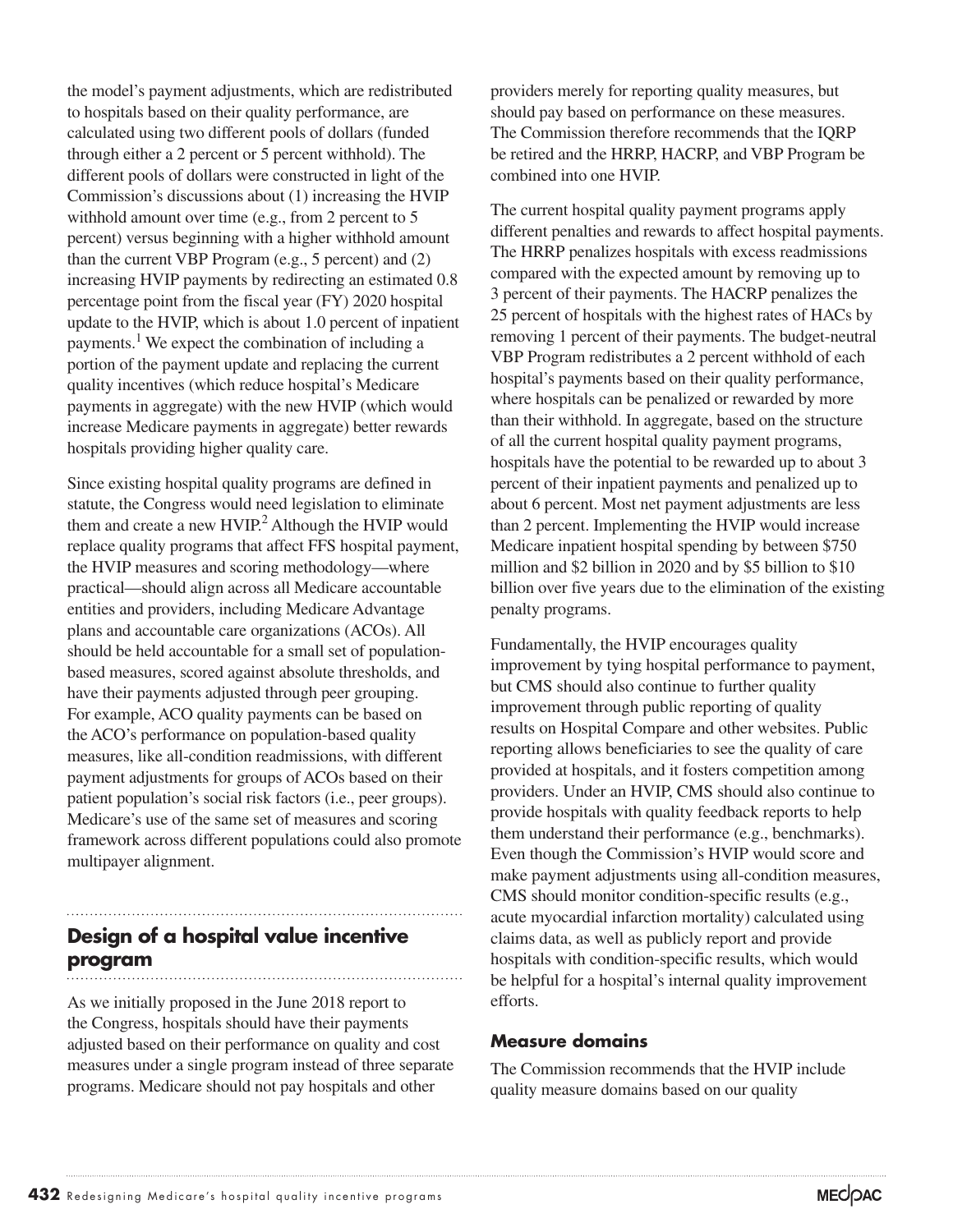the model's payment adjustments, which are redistributed to hospitals based on their quality performance, are calculated using two different pools of dollars (funded through either a 2 percent or 5 percent withhold). The different pools of dollars were constructed in light of the Commission's discussions about (1) increasing the HVIP withhold amount over time (e.g., from 2 percent to 5 percent) versus beginning with a higher withhold amount than the current VBP Program (e.g., 5 percent) and (2) increasing HVIP payments by redirecting an estimated 0.8 percentage point from the fiscal year (FY) 2020 hospital update to the HVIP, which is about 1.0 percent of inpatient payments.[1] We expect the combination of including a portion of the payment update and replacing the current quality incentives (which reduce hospital's Medicare payments in aggregate) with the new HVIP (which would increase Medicare payments in aggregate) better rewards hospitals providing higher quality care.

Since existing hospital quality programs are defined in statute, the Congress would need legislation to eliminate them and create a new HVIP.[2] Although the HVIP would replace quality programs that affect FFS hospital payment, the HVIP measures and scoring methodology—where practical—should align across all Medicare accountable entities and providers, including Medicare Advantage plans and accountable care organizations (ACOs). All should be held accountable for a small set of population-based measures, scored against absolute thresholds, and have their payments adjusted through peer grouping. For example, ACO quality payments can be based on the ACO's performance on population-based quality measures, like all-condition readmissions, with different payment adjustments for groups of ACOs based on their patient population's social risk factors (i.e., peer groups). Medicare's use of the same set of measures and scoring framework across different populations could also promote multipayer alignment.

## Design of a hospital value incentive program

As we initially proposed in the June 2018 report to the Congress, hospitals should have their payments adjusted based on their performance on quality and cost measures under a single program instead of three separate programs. Medicare should not pay hospitals and other providers merely for reporting quality measures, but should pay based on performance on these measures. The Commission therefore recommends that the IQRP be retired and the HRRP, HACRP, and VBP Program be combined into one HVIP.

The current hospital quality payment programs apply different penalties and rewards to affect hospital payments. The HRRP penalizes hospitals with excess readmissions compared with the expected amount by removing up to 3 percent of their payments. The HACRP penalizes the 25 percent of hospitals with the highest rates of HACs by removing 1 percent of their payments. The budget-neutral VBP Program redistributes a 2 percent withhold of each hospital's payments based on their quality performance, where hospitals can be penalized or rewarded by more than their withhold. In aggregate, based on the structure of all the current hospital quality payment programs, hospitals have the potential to be rewarded up to about 3 percent of their inpatient payments and penalized up to about 6 percent. Most net payment adjustments are less than 2 percent. Implementing the HVIP would increase Medicare inpatient hospital spending by between $750 million and $2 billion in 2020 and by $5 billion to $10 billion over five years due to the elimination of the existing penalty programs.

Fundamentally, the HVIP encourages quality improvement by tying hospital performance to payment, but CMS should also continue to further quality improvement through public reporting of quality results on Hospital Compare and other websites. Public reporting allows beneficiaries to see the quality of care provided at hospitals, and it fosters competition among providers. Under an HVIP, CMS should also continue to provide hospitals with quality feedback reports to help them understand their performance (e.g., benchmarks). Even though the Commission's HVIP would score and make payment adjustments using all-condition measures, CMS should monitor condition-specific results (e.g., acute myocardial infarction mortality) calculated using claims data, as well as publicly report and provide hospitals with condition-specific results, which would be helpful for a hospital's internal quality improvement efforts.

### Measure domains

The Commission recommends that the HVIP include quality measure domains based on our quality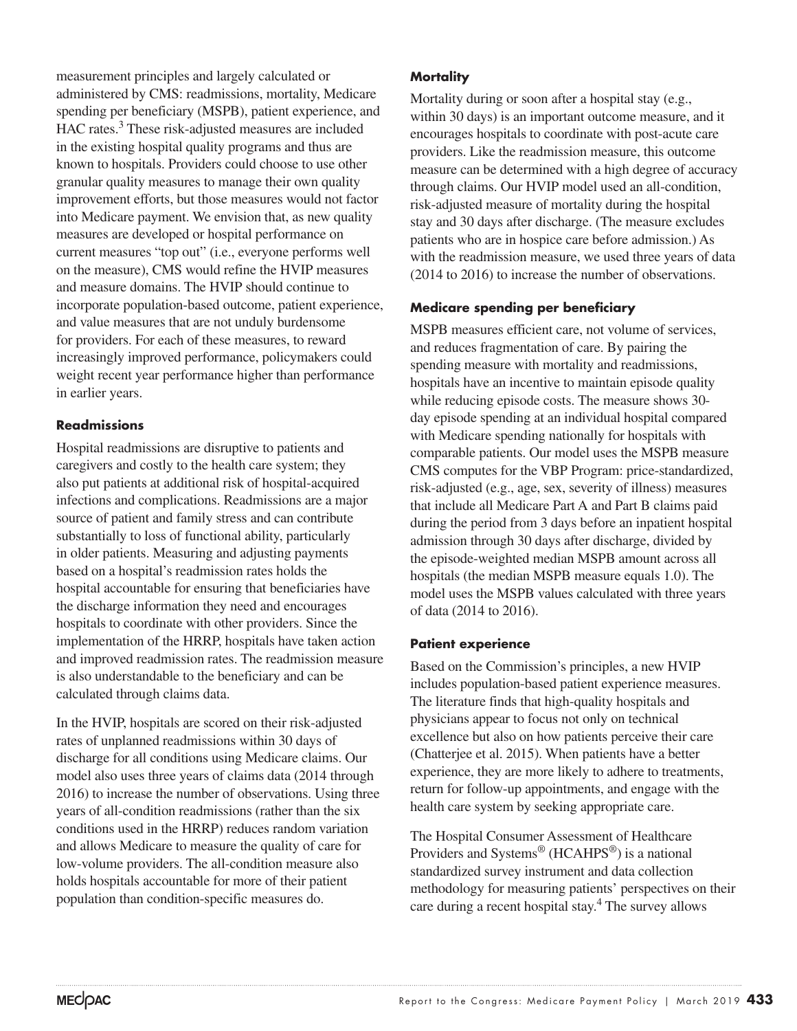measurement principles and largely calculated or administered by CMS: readmissions, mortality, Medicare spending per beneficiary (MSPB), patient experience, and HAC rates.[3] These risk-adjusted measures are included in the existing hospital quality programs and thus are known to hospitals. Providers could choose to use other granular quality measures to manage their own quality improvement efforts, but those measures would not factor into Medicare payment. We envision that, as new quality measures are developed or hospital performance on current measures "top out" (i.e., everyone performs well on the measure), CMS would refine the HVIP measures and measure domains. The HVIP should continue to incorporate population-based outcome, patient experience, and value measures that are not unduly burdensome for providers. For each of these measures, to reward increasingly improved performance, policymakers could weight recent year performance higher than performance in earlier years.

#### Readmissions

Hospital readmissions are disruptive to patients and caregivers and costly to the health care system; they also put patients at additional risk of hospital-acquired infections and complications. Readmissions are a major source of patient and family stress and can contribute substantially to loss of functional ability, particularly in older patients. Measuring and adjusting payments based on a hospital's readmission rates holds the hospital accountable for ensuring that beneficiaries have the discharge information they need and encourages hospitals to coordinate with other providers. Since the implementation of the HRRP, hospitals have taken action and improved readmission rates. The readmission measure is also understandable to the beneficiary and can be calculated through claims data.

In the HVIP, hospitals are scored on their risk-adjusted rates of unplanned readmissions within 30 days of discharge for all conditions using Medicare claims. Our model also uses three years of claims data (2014 through 2016) to increase the number of observations. Using three years of all-condition readmissions (rather than the six conditions used in the HRRP) reduces random variation and allows Medicare to measure the quality of care for low-volume providers. The all-condition measure also holds hospitals accountable for more of their patient population than condition-specific measures do.

#### Mortality

Mortality during or soon after a hospital stay (e.g., within 30 days) is an important outcome measure, and it encourages hospitals to coordinate with post-acute care providers. Like the readmission measure, this outcome measure can be determined with a high degree of accuracy through claims. Our HVIP model used an all-condition, risk-adjusted measure of mortality during the hospital stay and 30 days after discharge. (The measure excludes patients who are in hospice care before admission.) As with the readmission measure, we used three years of data (2014 to 2016) to increase the number of observations.

#### Medicare spending per beneficiary

MSPB measures efficient care, not volume of services, and reduces fragmentation of care. By pairing the spending measure with mortality and readmissions, hospitals have an incentive to maintain episode quality while reducing episode costs. The measure shows 30-day episode spending at an individual hospital compared with Medicare spending nationally for hospitals with comparable patients. Our model uses the MSPB measure CMS computes for the VBP Program: price-standardized, risk-adjusted (e.g., age, sex, severity of illness) measures that include all Medicare Part A and Part B claims paid during the period from 3 days before an inpatient hospital admission through 30 days after discharge, divided by the episode-weighted median MSPB amount across all hospitals (the median MSPB measure equals 1.0). The model uses the MSPB values calculated with three years of data (2014 to 2016).

#### Patient experience

Based on the Commission's principles, a new HVIP includes population-based patient experience measures. The literature finds that high-quality hospitals and physicians appear to focus not only on technical excellence but also on how patients perceive their care (Chatterjee et al. 2015). When patients have a better experience, they are more likely to adhere to treatments, return for follow-up appointments, and engage with the health care system by seeking appropriate care.

The Hospital Consumer Assessment of Healthcare Providers and Systems® (HCAHPS®) is a national standardized survey instrument and data collection methodology for measuring patients' perspectives on their care during a recent hospital stay.[4] The survey allows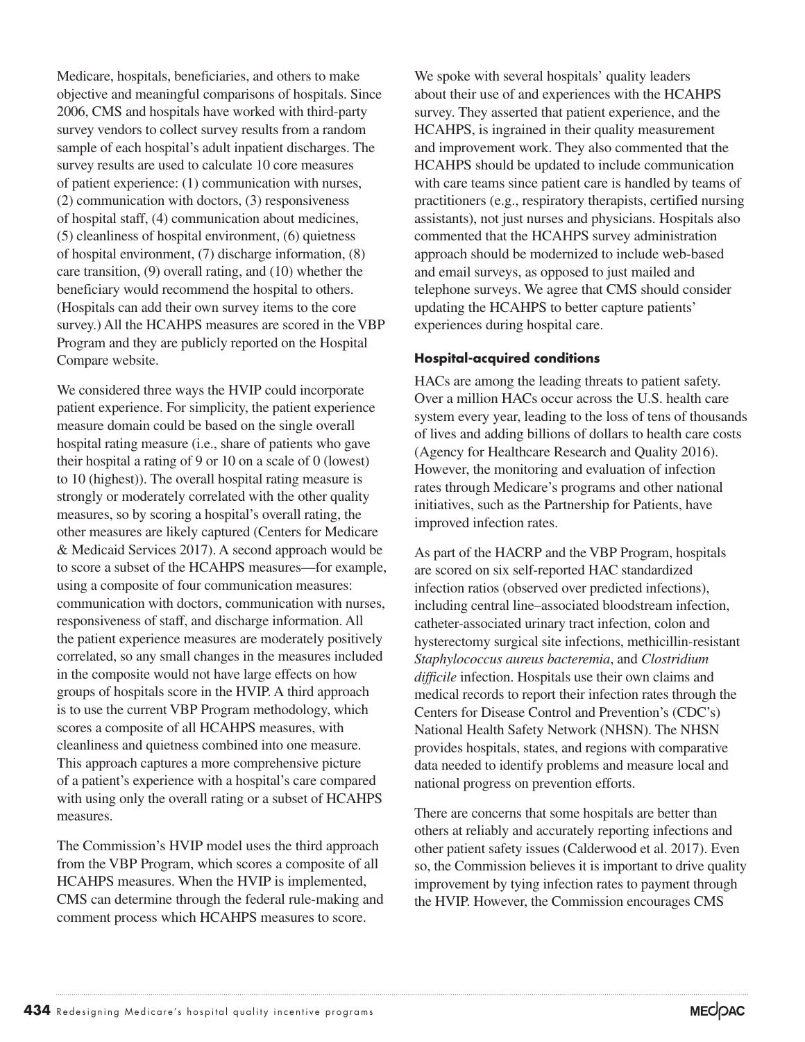Medicare, hospitals, beneficiaries, and others to make objective and meaningful comparisons of hospitals. Since 2006, CMS and hospitals have worked with third-party survey vendors to collect survey results from a random sample of each hospital's adult inpatient discharges. The survey results are used to calculate 10 core measures of patient experience: (1) communication with nurses, (2) communication with doctors, (3) responsiveness of hospital staff, (4) communication about medicines, (5) cleanliness of hospital environment, (6) quietness of hospital environment, (7) discharge information, (8) care transition, (9) overall rating, and (10) whether the beneficiary would recommend the hospital to others. (Hospitals can add their own survey items to the core survey.) All the HCAHPS measures are scored in the VBP Program and they are publicly reported on the Hospital Compare website.

We considered three ways the HVIP could incorporate patient experience. For simplicity, the patient experience measure domain could be based on the single overall hospital rating measure (i.e., share of patients who gave their hospital a rating of 9 or 10 on a scale of 0 (lowest) to 10 (highest)). The overall hospital rating measure is strongly or moderately correlated with the other quality measures, so by scoring a hospital's overall rating, the other measures are likely captured (Centers for Medicare & Medicaid Services 2017). A second approach would be to score a subset of the HCAHPS measures—for example, using a composite of four communication measures: communication with doctors, communication with nurses, responsiveness of staff, and discharge information. All the patient experience measures are moderately positively correlated, so any small changes in the measures included in the composite would not have large effects on how groups of hospitals score in the HVIP. A third approach is to use the current VBP Program methodology, which scores a composite of all HCAHPS measures, with cleanliness and quietness combined into one measure. This approach captures a more comprehensive picture of a patient's experience with a hospital's care compared with using only the overall rating or a subset of HCAHPS measures.

The Commission's HVIP model uses the third approach from the VBP Program, which scores a composite of all HCAHPS measures. When the HVIP is implemented, CMS can determine through the federal rule-making and comment process which HCAHPS measures to score.

We spoke with several hospitals' quality leaders about their use of and experiences with the HCAHPS survey. They asserted that patient experience, and the HCAHPS, is ingrained in their quality measurement and improvement work. They also commented that the HCAHPS should be updated to include communication with care teams since patient care is handled by teams of practitioners (e.g., respiratory therapists, certified nursing assistants), not just nurses and physicians. Hospitals also commented that the HCAHPS survey administration approach should be modernized to include web-based and email surveys, as opposed to just mailed and telephone surveys. We agree that CMS should consider updating the HCAHPS to better capture patients' experiences during hospital care.

### Hospital-acquired conditions

HACs are among the leading threats to patient safety. Over a million HACs occur across the U.S. health care system every year, leading to the loss of tens of thousands of lives and adding billions of dollars to health care costs (Agency for Healthcare Research and Quality 2016). However, the monitoring and evaluation of infection rates through Medicare's programs and other national initiatives, such as the Partnership for Patients, have improved infection rates.

As part of the HACRP and the VBP Program, hospitals are scored on six self-reported HAC standardized infection ratios (observed over predicted infections), including central line–associated bloodstream infection, catheter-associated urinary tract infection, colon and hysterectomy surgical site infections, methicillin-resistant *Staphylococcus aureus bacteremia*, and *Clostridium difficile* infection. Hospitals use their own claims and medical records to report their infection rates through the Centers for Disease Control and Prevention's (CDC's) National Health Safety Network (NHSN). The NHSN provides hospitals, states, and regions with comparative data needed to identify problems and measure local and national progress on prevention efforts.

There are concerns that some hospitals are better than others at reliably and accurately reporting infections and other patient safety issues (Calderwood et al. 2017). Even so, the Commission believes it is important to drive quality improvement by tying infection rates to payment through the HVIP. However, the Commission encourages CMS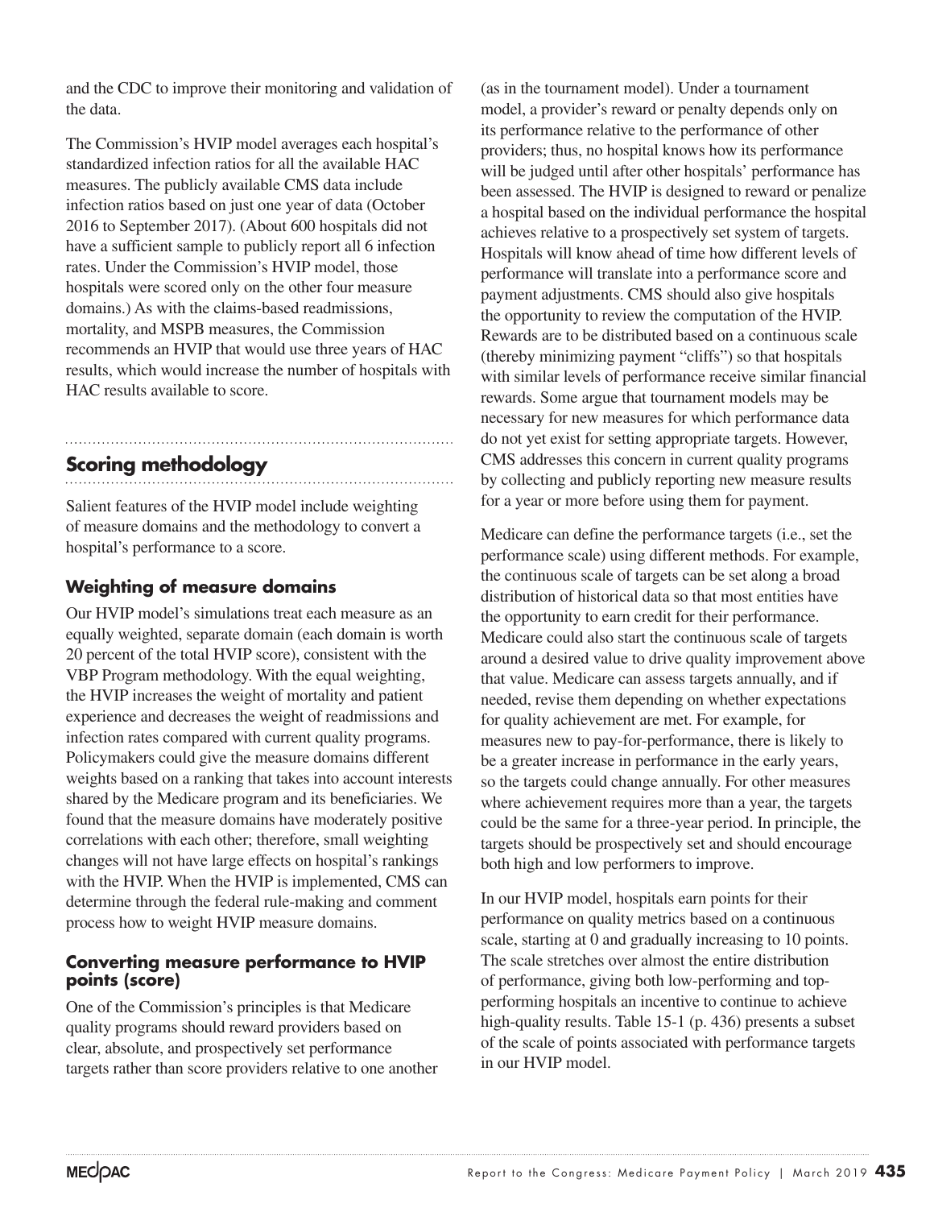and the CDC to improve their monitoring and validation of the data.

The Commission's HVIP model averages each hospital's standardized infection ratios for all the available HAC measures. The publicly available CMS data include infection ratios based on just one year of data (October 2016 to September 2017). (About 600 hospitals did not have a sufficient sample to publicly report all 6 infection rates. Under the Commission's HVIP model, those hospitals were scored only on the other four measure domains.) As with the claims-based readmissions, mortality, and MSPB measures, the Commission recommends an HVIP that would use three years of HAC results, which would increase the number of hospitals with HAC results available to score.

## Scoring methodology

Salient features of the HVIP model include weighting of measure domains and the methodology to convert a hospital's performance to a score.

### Weighting of measure domains

Our HVIP model's simulations treat each measure as an equally weighted, separate domain (each domain is worth 20 percent of the total HVIP score), consistent with the VBP Program methodology. With the equal weighting, the HVIP increases the weight of mortality and patient experience and decreases the weight of readmissions and infection rates compared with current quality programs. Policymakers could give the measure domains different weights based on a ranking that takes into account interests shared by the Medicare program and its beneficiaries. We found that the measure domains have moderately positive correlations with each other; therefore, small weighting changes will not have large effects on hospital's rankings with the HVIP. When the HVIP is implemented, CMS can determine through the federal rule-making and comment process how to weight HVIP measure domains.

#### Converting measure performance to HVIP points (score)

One of the Commission's principles is that Medicare quality programs should reward providers based on clear, absolute, and prospectively set performance targets rather than score providers relative to one another (as in the tournament model). Under a tournament model, a provider's reward or penalty depends only on its performance relative to the performance of other providers; thus, no hospital knows how its performance will be judged until after other hospitals' performance has been assessed. The HVIP is designed to reward or penalize a hospital based on the individual performance the hospital achieves relative to a prospectively set system of targets. Hospitals will know ahead of time how different levels of performance will translate into a performance score and payment adjustments. CMS should also give hospitals the opportunity to review the computation of the HVIP. Rewards are to be distributed based on a continuous scale (thereby minimizing payment "cliffs") so that hospitals with similar levels of performance receive similar financial rewards. Some argue that tournament models may be necessary for new measures for which performance data do not yet exist for setting appropriate targets. However, CMS addresses this concern in current quality programs by collecting and publicly reporting new measure results for a year or more before using them for payment.

Medicare can define the performance targets (i.e., set the performance scale) using different methods. For example, the continuous scale of targets can be set along a broad distribution of historical data so that most entities have the opportunity to earn credit for their performance. Medicare could also start the continuous scale of targets around a desired value to drive quality improvement above that value. Medicare can assess targets annually, and if needed, revise them depending on whether expectations for quality achievement are met. For example, for measures new to pay-for-performance, there is likely to be a greater increase in performance in the early years, so the targets could change annually. For other measures where achievement requires more than a year, the targets could be the same for a three-year period. In principle, the targets should be prospectively set and should encourage both high and low performers to improve.

In our HVIP model, hospitals earn points for their performance on quality metrics based on a continuous scale, starting at 0 and gradually increasing to 10 points. The scale stretches over almost the entire distribution of performance, giving both low-performing and top-performing hospitals an incentive to continue to achieve high-quality results. Table 15-1 (p. 436) presents a subset of the scale of points associated with performance targets in our HVIP model.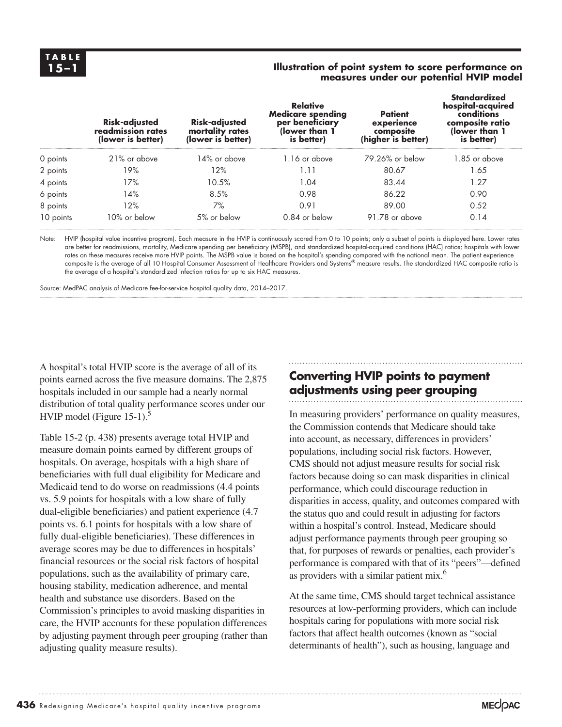**TABLE 15–1**

**Illustration of point system to score performance on measures under our potential HVIP model**

| | Risk-adjusted readmission rates (lower is better) | Risk-adjusted mortality rates (lower is better) | Relative Medicare spending per beneficiary (lower than 1 is better) | Patient experience composite (higher is better) | Standardized hospital-acquired conditions composite ratio (lower than 1 is better) |
|---|---|---|---|---|---|
| 0 points | 21% or above | 14% or above | 1.16 or above | 79.26% or below | 1.85 or above |
| 2 points | 19% | 12% | 1.11 | 80.67 | 1.65 |
| 4 points | 17% | 10.5% | 1.04 | 83.44 | 1.27 |
| 6 points | 14% | 8.5% | 0.98 | 86.22 | 0.90 |
| 8 points | 12% | 7% | 0.91 | 89.00 | 0.52 |
| 10 points | 10% or below | 5% or below | 0.84 or below | 91.78 or above | 0.14 |

Note: HVIP (hospital value incentive program). Each measure in the HVIP is continuously scored from 0 to 10 points; only a subset of points is displayed here. Lower rates are better for readmissions, mortality, Medicare spending per beneficiary (MSPB), and standardized hospital-acquired conditions (HAC) ratios; hospitals with lower rates on these measures receive more HVIP points. The MSPB value is based on the hospital's spending compared with the national mean. The patient experience composite is the average of all 10 Hospital Consumer Assessment of Healthcare Providers and Systems® measure results. The standardized HAC composite ratio is the average of a hospital's standardized infection ratios for up to six HAC measures.

Source: MedPAC analysis of Medicare fee-for-service hospital quality data, 2014–2017.

A hospital's total HVIP score is the average of all of its points earned across the five measure domains. The 2,875 hospitals included in our sample had a nearly normal distribution of total quality performance scores under our HVIP model (Figure 15-1).[5]

Table 15-2 (p. 438) presents average total HVIP and measure domain points earned by different groups of hospitals. On average, hospitals with a high share of beneficiaries with full dual eligibility for Medicare and Medicaid tend to do worse on readmissions (4.4 points vs. 5.9 points for hospitals with a low share of fully dual-eligible beneficiaries) and patient experience (4.7 points vs. 6.1 points for hospitals with a low share of fully dual-eligible beneficiaries). These differences in average scores may be due to differences in hospitals' financial resources or the social risk factors of hospital populations, such as the availability of primary care, housing stability, medication adherence, and mental health and substance use disorders. Based on the Commission's principles to avoid masking disparities in care, the HVIP accounts for these population differences by adjusting payment through peer grouping (rather than adjusting quality measure results).

## Converting HVIP points to payment adjustments using peer grouping

In measuring providers' performance on quality measures, the Commission contends that Medicare should take into account, as necessary, differences in providers' populations, including social risk factors. However, CMS should not adjust measure results for social risk factors because doing so can mask disparities in clinical performance, which could discourage reduction in disparities in access, quality, and outcomes compared with the status quo and could result in adjusting for factors within a hospital's control. Instead, Medicare should adjust performance payments through peer grouping so that, for purposes of rewards or penalties, each provider's performance is compared with that of its "peers"—defined as providers with a similar patient mix.[6]

At the same time, CMS should target technical assistance resources at low-performing providers, which can include hospitals caring for populations with more social risk factors that affect health outcomes (known as "social determinants of health"), such as housing, language and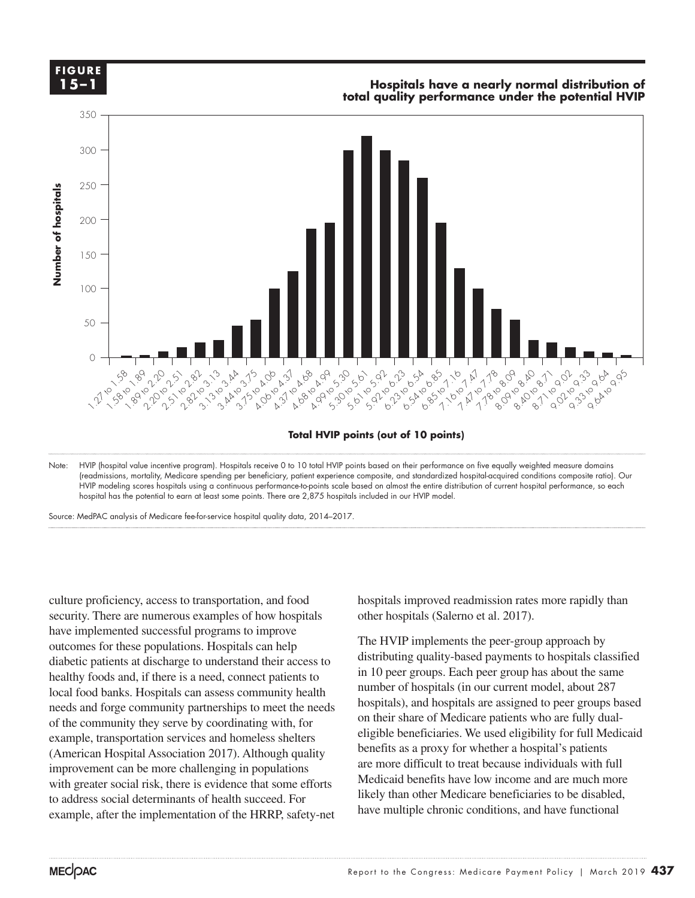**FIGURE 15–1**

**Hospitals have a nearly normal distribution of total quality performance under the potential HVIP**

| Total HVIP points (out of 10 points) | Number of hospitals |
| --- | --- |
| 1.27 to 1.58 | 2 |
| 1.58 to 1.89 | 3 |
| 1.89 to 2.20 | 8 |
| 2.20 to 2.51 | 14 |
| 2.51 to 2.82 | 21 |
| 2.82 to 3.13 | 25 |
| 3.13 to 3.44 | 46 |
| 3.44 to 3.75 | 54 |
| 3.75 to 4.06 | 99 |
| 4.06 to 4.37 | 124 |
| 4.37 to 4.68 | 186 |
| 4.68 to 4.99 | 195 |
| 4.99 to 5.30 | 299 |
| 5.30 to 5.61 | 320 |
| 5.61 to 5.92 | 299 |
| 5.92 to 6.23 | 284 |
| 6.23 to 6.54 | 260 |
| 6.54 to 6.85 | 195 |
| 6.85 to 7.16 | 129 |
| 7.16 to 7.47 | 99 |
| 7.47 to 7.78 | 70 |
| 7.78 to 8.09 | 54 |
| 8.09 to 8.40 | 25 |
| 8.40 to 8.71 | 21 |
| 8.71 to 9.02 | 14 |
| 9.02 to 9.33 | 8 |
| 9.33 to 9.64 | 6 |
| 9.64 to 9.95 | 3 |

Note: HVIP (hospital value incentive program). Hospitals receive 0 to 10 total HVIP points based on their performance on five equally weighted measure domains (readmissions, mortality, Medicare spending per beneficiary, patient experience composite, and standardized hospital-acquired conditions composite ratio). Our HVIP modeling scores hospitals using a continuous performance-to-points scale based on almost the entire distribution of current hospital performance, so each hospital has the potential to earn at least some points. There are 2,875 hospitals included in our HVIP model.

Source: MedPAC analysis of Medicare fee-for-service hospital quality data, 2014–2017.

culture proficiency, access to transportation, and food security. There are numerous examples of how hospitals have implemented successful programs to improve outcomes for these populations. Hospitals can help diabetic patients at discharge to understand their access to healthy foods and, if there is a need, connect patients to local food banks. Hospitals can assess community health needs and forge community partnerships to meet the needs of the community they serve by coordinating with, for example, transportation services and homeless shelters (American Hospital Association 2017). Although quality improvement can be more challenging in populations with greater social risk, there is evidence that some efforts to address social determinants of health succeed. For example, after the implementation of the HRRP, safety-net hospitals improved readmission rates more rapidly than other hospitals (Salerno et al. 2017).

The HVIP implements the peer-group approach by distributing quality-based payments to hospitals classified in 10 peer groups. Each peer group has about the same number of hospitals (in our current model, about 287 hospitals), and hospitals are assigned to peer groups based on their share of Medicare patients who are fully dual-eligible beneficiaries. We used eligibility for full Medicaid benefits as a proxy for whether a hospital's patients are more difficult to treat because individuals with full Medicaid benefits have low income and are much more likely than other Medicare beneficiaries to be disabled, have multiple chronic conditions, and have functional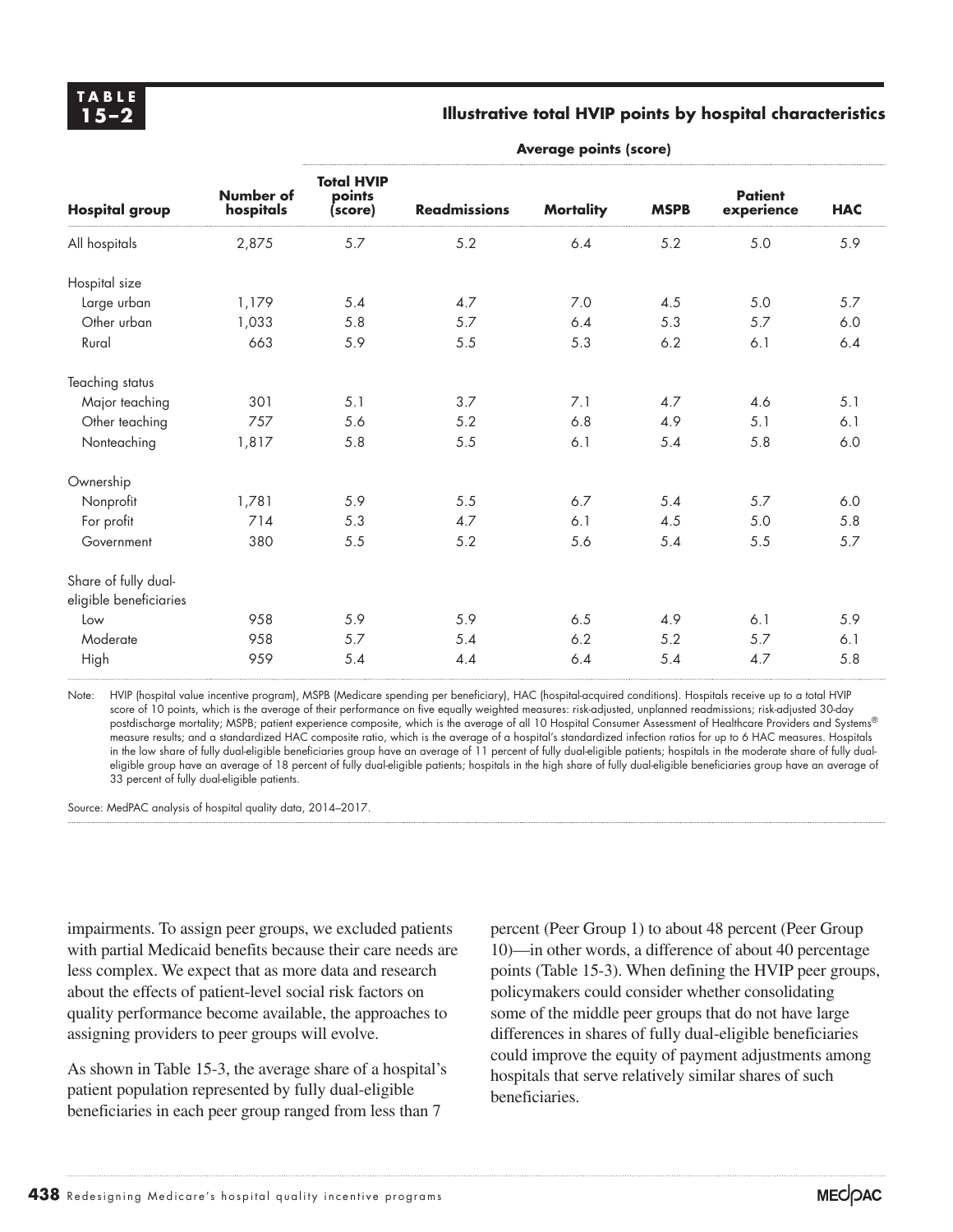**TABLE 15–2**

**Illustrative total HVIP points by hospital characteristics**

| Hospital group | Number of hospitals | Total HVIP points (score) | Average points (score) | | | | |
|---|---|---|---|---|---|---|---|
| | | | Readmissions | Mortality | MSPB | Patient experience | HAC |
| All hospitals | 2,875 | 5.7 | 5.2 | 6.4 | 5.2 | 5.0 | 5.9 |
| Hospital size | | | | | | | |
| Large urban | 1,179 | 5.4 | 4.7 | 7.0 | 4.5 | 5.0 | 5.7 |
| Other urban | 1,033 | 5.8 | 5.7 | 6.4 | 5.3 | 5.7 | 6.0 |
| Rural | 663 | 5.9 | 5.5 | 5.3 | 6.2 | 6.1 | 6.4 |
| Teaching status | | | | | | | |
| Major teaching | 301 | 5.1 | 3.7 | 7.1 | 4.7 | 4.6 | 5.1 |
| Other teaching | 757 | 5.6 | 5.2 | 6.8 | 4.9 | 5.1 | 6.1 |
| Nonteaching | 1,817 | 5.8 | 5.5 | 6.1 | 5.4 | 5.8 | 6.0 |
| Ownership | | | | | | | |
| Nonprofit | 1,781 | 5.9 | 5.5 | 6.7 | 5.4 | 5.7 | 6.0 |
| For profit | 714 | 5.3 | 4.7 | 6.1 | 4.5 | 5.0 | 5.8 |
| Government | 380 | 5.5 | 5.2 | 5.6 | 5.4 | 5.5 | 5.7 |
| Share of fully dual-eligible beneficiaries | | | | | | | |
| Low | 958 | 5.9 | 5.9 | 6.5 | 4.9 | 6.1 | 5.9 |
| Moderate | 958 | 5.7 | 5.4 | 6.2 | 5.2 | 5.7 | 6.1 |
| High | 959 | 5.4 | 4.4 | 6.4 | 5.4 | 4.7 | 5.8 |

Note: HVIP (hospital value incentive program), MSPB (Medicare spending per beneficiary), HAC (hospital-acquired conditions). Hospitals receive up to a total HVIP score of 10 points, which is the average of their performance on five equally weighted measures: risk-adjusted, unplanned readmissions; risk-adjusted 30-day postdischarge mortality; MSPB; patient experience composite, which is the average of all 10 Hospital Consumer Assessment of Healthcare Providers and Systems® measure results; and a standardized HAC composite ratio, which is the average of a hospital's standardized infection ratios for up to 6 HAC measures. Hospitals in the low share of fully dual-eligible beneficiaries group have an average of 11 percent of fully dual-eligible patients; hospitals in the moderate share of fully dual-eligible group have an average of 18 percent of fully dual-eligible patients; hospitals in the high share of fully dual-eligible beneficiaries group have an average of 33 percent of fully dual-eligible patients.

Source: MedPAC analysis of hospital quality data, 2014–2017.

impairments. To assign peer groups, we excluded patients with partial Medicaid benefits because their care needs are less complex. We expect that as more data and research about the effects of patient-level social risk factors on quality performance become available, the approaches to assigning providers to peer groups will evolve.

As shown in Table 15-3, the average share of a hospital's patient population represented by fully dual-eligible beneficiaries in each peer group ranged from less than 7 percent (Peer Group 1) to about 48 percent (Peer Group 10)—in other words, a difference of about 40 percentage points (Table 15-3). When defining the HVIP peer groups, policymakers could consider whether consolidating some of the middle peer groups that do not have large differences in shares of fully dual-eligible beneficiaries could improve the equity of payment adjustments among hospitals that serve relatively similar shares of such beneficiaries.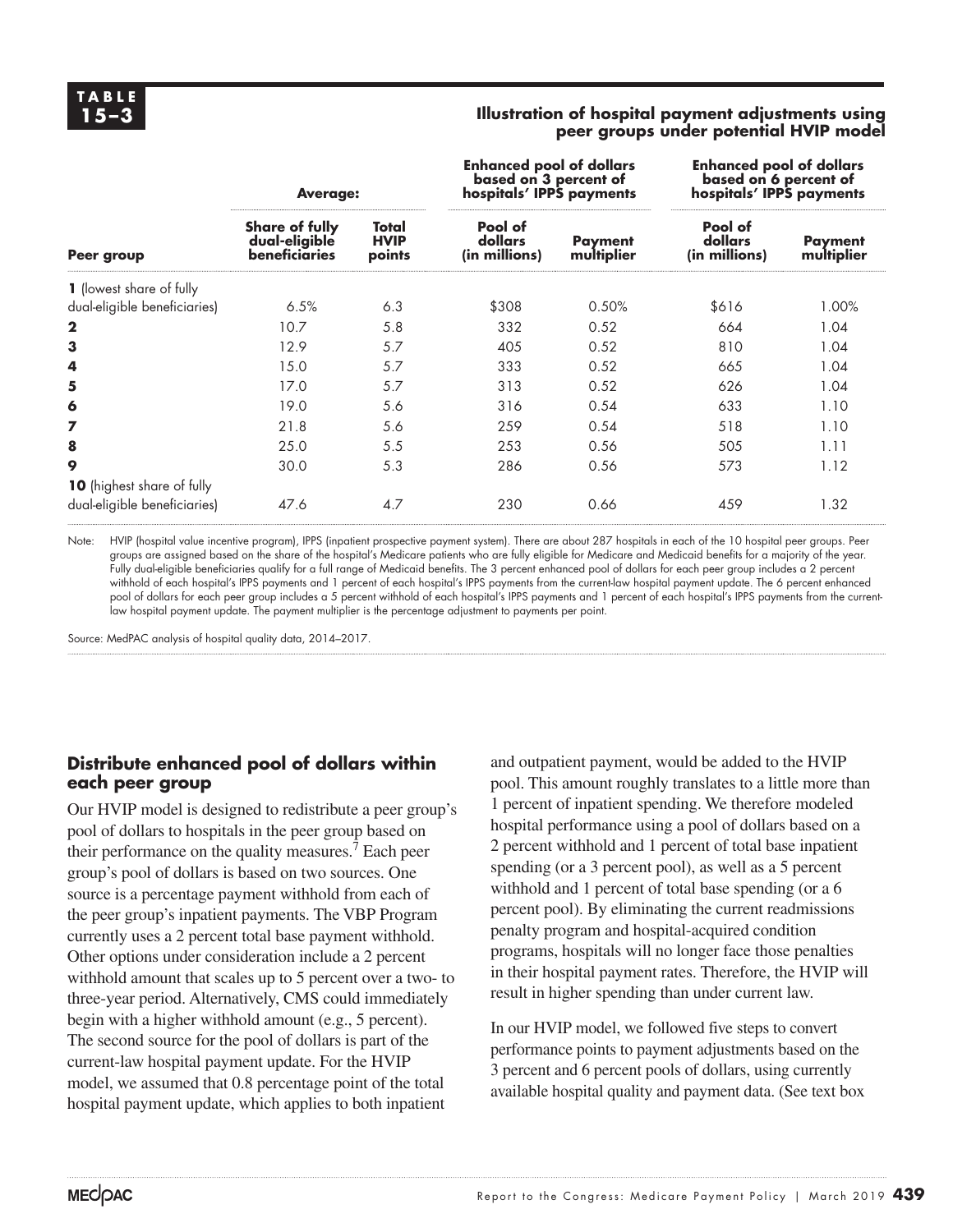**TABLE 15–3**

**Illustration of hospital payment adjustments using peer groups under potential HVIP model**

| | Average: | | Enhanced pool of dollars based on 3 percent of hospitals' IPPS payments | | Enhanced pool of dollars based on 6 percent of hospitals' IPPS payments | |
|---|---|---|---|---|---|---|
| **Peer group** | **Share of fully dual-eligible beneficiaries** | **Total HVIP points** | **Pool of dollars (in millions)** | **Payment multiplier** | **Pool of dollars (in millions)** | **Payment multiplier** |
| **1** (lowest share of fully dual-eligible beneficiaries) | 6.5% | 6.3 | $308 | 0.50% | $616 | 1.00% |
| **2** | 10.7 | 5.8 | 332 | 0.52 | 664 | 1.04 |
| **3** | 12.9 | 5.7 | 405 | 0.52 | 810 | 1.04 |
| **4** | 15.0 | 5.7 | 333 | 0.52 | 665 | 1.04 |
| **5** | 17.0 | 5.7 | 313 | 0.52 | 626 | 1.04 |
| **6** | 19.0 | 5.6 | 316 | 0.54 | 633 | 1.10 |
| **7** | 21.8 | 5.6 | 259 | 0.54 | 518 | 1.10 |
| **8** | 25.0 | 5.5 | 253 | 0.56 | 505 | 1.11 |
| **9** | 30.0 | 5.3 | 286 | 0.56 | 573 | 1.12 |
| **10** (highest share of fully dual-eligible beneficiaries) | 47.6 | 4.7 | 230 | 0.66 | 459 | 1.32 |

Note: HVIP (hospital value incentive program), IPPS (inpatient prospective payment system). There are about 287 hospitals in each of the 10 hospital peer groups. Peer groups are assigned based on the share of the hospital's Medicare patients who are fully eligible for Medicare and Medicaid benefits for a majority of the year. Fully dual-eligible beneficiaries qualify for a full range of Medicaid benefits. The 3 percent enhanced pool of dollars for each peer group includes a 2 percent withhold of each hospital's IPPS payments and 1 percent of each hospital's IPPS payments from the current-law hospital payment update. The 6 percent enhanced pool of dollars for each peer group includes a 5 percent withhold of each hospital's IPPS payments and 1 percent of each hospital's IPPS payments from the current-law hospital payment update. The payment multiplier is the percentage adjustment to payments per point.

Source: MedPAC analysis of hospital quality data, 2014–2017.

## Distribute enhanced pool of dollars within each peer group

Our HVIP model is designed to redistribute a peer group's pool of dollars to hospitals in the peer group based on their performance on the quality measures.[7] Each peer group's pool of dollars is based on two sources. One source is a percentage payment withhold from each of the peer group's inpatient payments. The VBP Program currently uses a 2 percent total base payment withhold. Other options under consideration include a 2 percent withhold amount that scales up to 5 percent over a two- to three-year period. Alternatively, CMS could immediately begin with a higher withhold amount (e.g., 5 percent). The second source for the pool of dollars is part of the current-law hospital payment update. For the HVIP model, we assumed that 0.8 percentage point of the total hospital payment update, which applies to both inpatient and outpatient payment, would be added to the HVIP pool. This amount roughly translates to a little more than 1 percent of inpatient spending. We therefore modeled hospital performance using a pool of dollars based on a 2 percent withhold and 1 percent of total base inpatient spending (or a 3 percent pool), as well as a 5 percent withhold and 1 percent of total base spending (or a 6 percent pool). By eliminating the current readmissions penalty program and hospital-acquired condition programs, hospitals will no longer face those penalties in their hospital payment rates. Therefore, the HVIP will result in higher spending than under current law.

In our HVIP model, we followed five steps to convert performance points to payment adjustments based on the 3 percent and 6 percent pools of dollars, using currently available hospital quality and payment data. (See text box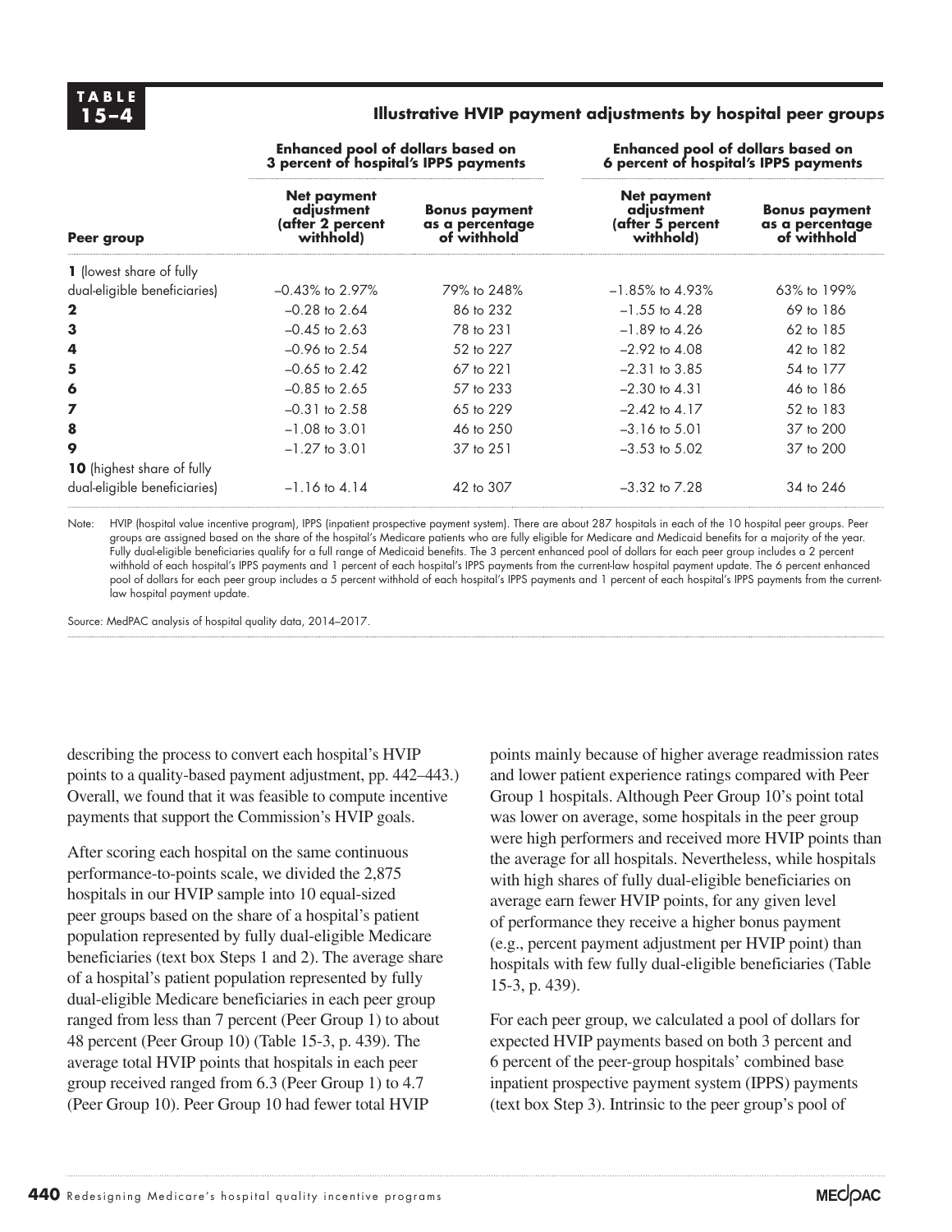**TABLE 15–4**

**Illustrative HVIP payment adjustments by hospital peer groups**

| Peer group | Enhanced pool of dollars based on 3 percent of hospital's IPPS payments | | Enhanced pool of dollars based on 6 percent of hospital's IPPS payments | |
|---|---|---|---|---|
| | Net payment adjustment (after 2 percent withhold) | Bonus payment as a percentage of withhold | Net payment adjustment (after 5 percent withhold) | Bonus payment as a percentage of withhold |
| **1** (lowest share of fully dual-eligible beneficiaries) | –0.43% to 2.97% | 79% to 248% | –1.85% to 4.93% | 63% to 199% |
| **2** | –0.28 to 2.64 | 86 to 232 | –1.55 to 4.28 | 69 to 186 |
| **3** | –0.45 to 2.63 | 78 to 231 | –1.89 to 4.26 | 62 to 185 |
| **4** | –0.96 to 2.54 | 52 to 227 | –2.92 to 4.08 | 42 to 182 |
| **5** | –0.65 to 2.42 | 67 to 221 | –2.31 to 3.85 | 54 to 177 |
| **6** | –0.85 to 2.65 | 57 to 233 | –2.30 to 4.31 | 46 to 186 |
| **7** | –0.31 to 2.58 | 65 to 229 | –2.42 to 4.17 | 52 to 183 |
| **8** | –1.08 to 3.01 | 46 to 250 | –3.16 to 5.01 | 37 to 200 |
| **9** | –1.27 to 3.01 | 37 to 251 | –3.53 to 5.02 | 37 to 200 |
| **10** (highest share of fully dual-eligible beneficiaries) | –1.16 to 4.14 | 42 to 307 | –3.32 to 7.28 | 34 to 246 |

Note: HVIP (hospital value incentive program), IPPS (inpatient prospective payment system). There are about 287 hospitals in each of the 10 hospital peer groups. Peer groups are assigned based on the share of the hospital's Medicare patients who are fully eligible for Medicare and Medicaid benefits for a majority of the year. Fully dual-eligible beneficiaries qualify for a full range of Medicaid benefits. The 3 percent enhanced pool of dollars for each peer group includes a 2 percent withhold of each hospital's IPPS payments and 1 percent of each hospital's IPPS payments from the current-law hospital payment update. The 6 percent enhanced pool of dollars for each peer group includes a 5 percent withhold of each hospital's IPPS payments and 1 percent of each hospital's IPPS payments from the current-law hospital payment update.

Source: MedPAC analysis of hospital quality data, 2014–2017.

describing the process to convert each hospital's HVIP points to a quality-based payment adjustment, pp. 442–443.) Overall, we found that it was feasible to compute incentive payments that support the Commission's HVIP goals.

After scoring each hospital on the same continuous performance-to-points scale, we divided the 2,875 hospitals in our HVIP sample into 10 equal-sized peer groups based on the share of a hospital's patient population represented by fully dual-eligible Medicare beneficiaries (text box Steps 1 and 2). The average share of a hospital's patient population represented by fully dual-eligible Medicare beneficiaries in each peer group ranged from less than 7 percent (Peer Group 1) to about 48 percent (Peer Group 10) (Table 15-3, p. 439). The average total HVIP points that hospitals in each peer group received ranged from 6.3 (Peer Group 1) to 4.7 (Peer Group 10). Peer Group 10 had fewer total HVIP points mainly because of higher average readmission rates and lower patient experience ratings compared with Peer Group 1 hospitals. Although Peer Group 10's point total was lower on average, some hospitals in the peer group were high performers and received more HVIP points than the average for all hospitals. Nevertheless, while hospitals with high shares of fully dual-eligible beneficiaries on average earn fewer HVIP points, for any given level of performance they receive a higher bonus payment (e.g., percent payment adjustment per HVIP point) than hospitals with few fully dual-eligible beneficiaries (Table 15-3, p. 439).

For each peer group, we calculated a pool of dollars for expected HVIP payments based on both 3 percent and 6 percent of the peer-group hospitals' combined base inpatient prospective payment system (IPPS) payments (text box Step 3). Intrinsic to the peer group's pool of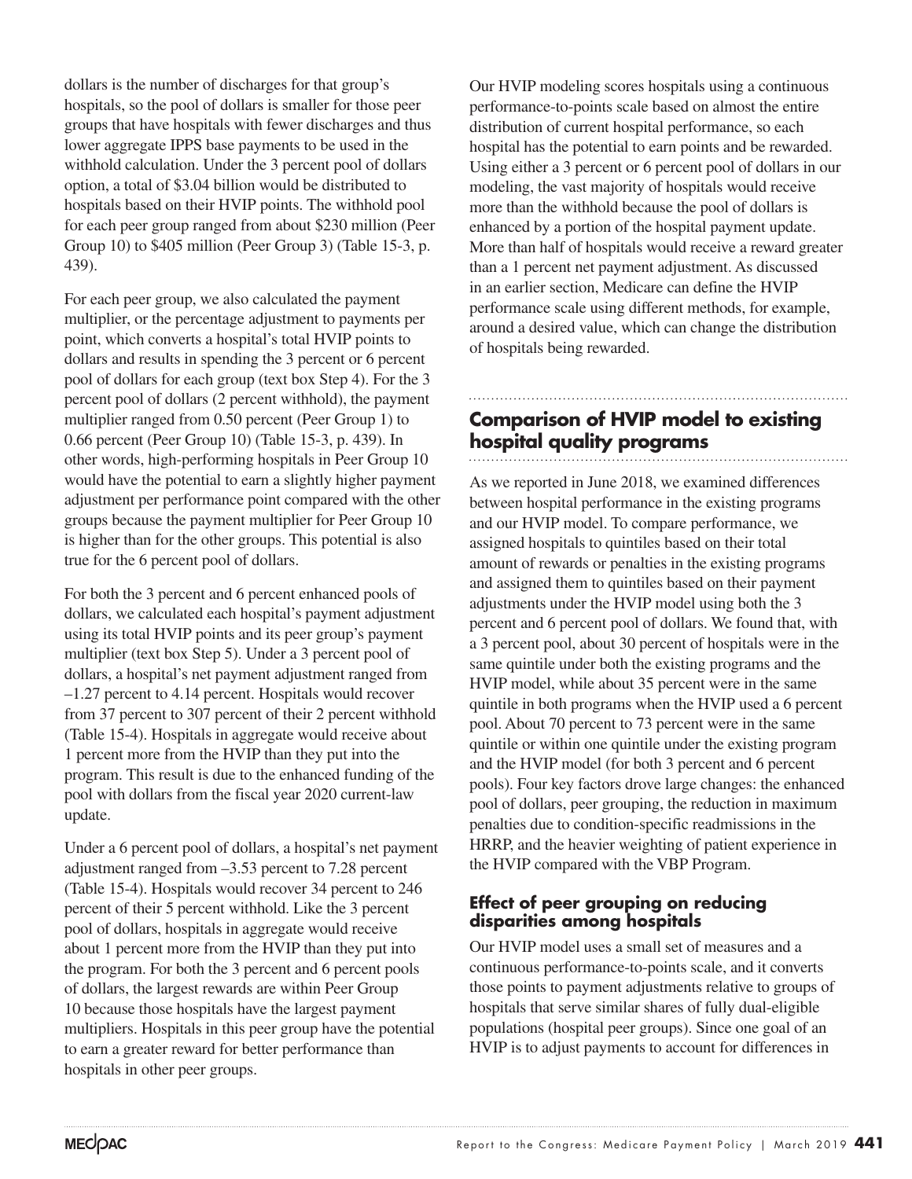dollars is the number of discharges for that group's hospitals, so the pool of dollars is smaller for those peer groups that have hospitals with fewer discharges and thus lower aggregate IPPS base payments to be used in the withhold calculation. Under the 3 percent pool of dollars option, a total of $3.04 billion would be distributed to hospitals based on their HVIP points. The withhold pool for each peer group ranged from about $230 million (Peer Group 10) to $405 million (Peer Group 3) (Table 15-3, p. 439).

For each peer group, we also calculated the payment multiplier, or the percentage adjustment to payments per point, which converts a hospital's total HVIP points to dollars and results in spending the 3 percent or 6 percent pool of dollars for each group (text box Step 4). For the 3 percent pool of dollars (2 percent withhold), the payment multiplier ranged from 0.50 percent (Peer Group 1) to 0.66 percent (Peer Group 10) (Table 15-3, p. 439). In other words, high-performing hospitals in Peer Group 10 would have the potential to earn a slightly higher payment adjustment per performance point compared with the other groups because the payment multiplier for Peer Group 10 is higher than for the other groups. This potential is also true for the 6 percent pool of dollars.

For both the 3 percent and 6 percent enhanced pools of dollars, we calculated each hospital's payment adjustment using its total HVIP points and its peer group's payment multiplier (text box Step 5). Under a 3 percent pool of dollars, a hospital's net payment adjustment ranged from –1.27 percent to 4.14 percent. Hospitals would recover from 37 percent to 307 percent of their 2 percent withhold (Table 15-4). Hospitals in aggregate would receive about 1 percent more from the HVIP than they put into the program. This result is due to the enhanced funding of the pool with dollars from the fiscal year 2020 current-law update.

Under a 6 percent pool of dollars, a hospital's net payment adjustment ranged from –3.53 percent to 7.28 percent (Table 15-4). Hospitals would recover 34 percent to 246 percent of their 5 percent withhold. Like the 3 percent pool of dollars, hospitals in aggregate would receive about 1 percent more from the HVIP than they put into the program. For both the 3 percent and 6 percent pools of dollars, the largest rewards are within Peer Group 10 because those hospitals have the largest payment multipliers. Hospitals in this peer group have the potential to earn a greater reward for better performance than hospitals in other peer groups.

Our HVIP modeling scores hospitals using a continuous performance-to-points scale based on almost the entire distribution of current hospital performance, so each hospital has the potential to earn points and be rewarded. Using either a 3 percent or 6 percent pool of dollars in our modeling, the vast majority of hospitals would receive more than the withhold because the pool of dollars is enhanced by a portion of the hospital payment update. More than half of hospitals would receive a reward greater than a 1 percent net payment adjustment. As discussed in an earlier section, Medicare can define the HVIP performance scale using different methods, for example, around a desired value, which can change the distribution of hospitals being rewarded.

## Comparison of HVIP model to existing hospital quality programs

As we reported in June 2018, we examined differences between hospital performance in the existing programs and our HVIP model. To compare performance, we assigned hospitals to quintiles based on their total amount of rewards or penalties in the existing programs and assigned them to quintiles based on their payment adjustments under the HVIP model using both the 3 percent and 6 percent pool of dollars. We found that, with a 3 percent pool, about 30 percent of hospitals were in the same quintile under both the existing programs and the HVIP model, while about 35 percent were in the same quintile in both programs when the HVIP used a 6 percent pool. About 70 percent to 73 percent were in the same quintile or within one quintile under the existing program and the HVIP model (for both 3 percent and 6 percent pools). Four key factors drove large changes: the enhanced pool of dollars, peer grouping, the reduction in maximum penalties due to condition-specific readmissions in the HRRP, and the heavier weighting of patient experience in the HVIP compared with the VBP Program.

### Effect of peer grouping on reducing disparities among hospitals

Our HVIP model uses a small set of measures and a continuous performance-to-points scale, and it converts those points to payment adjustments relative to groups of hospitals that serve similar shares of fully dual-eligible populations (hospital peer groups). Since one goal of an HVIP is to adjust payments to account for differences in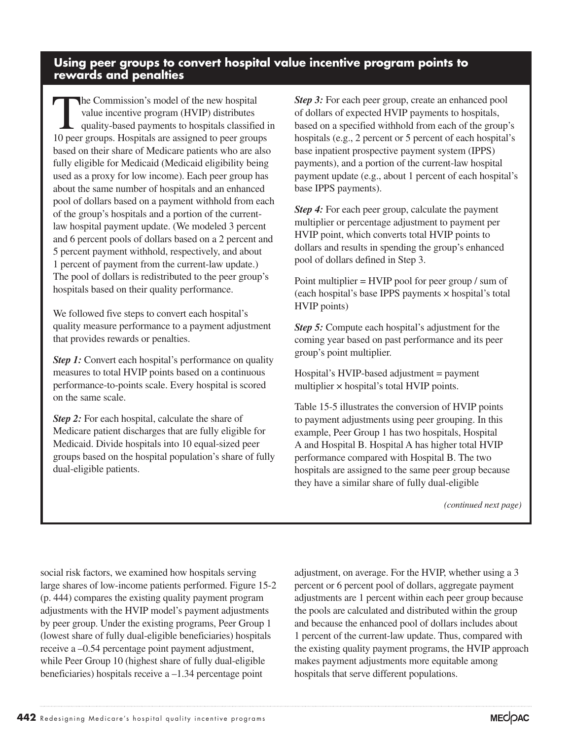## Using peer groups to convert hospital value incentive program points to rewards and penalties

The Commission's model of the new hospital value incentive program (HVIP) distributes quality-based payments to hospitals classified in 10 peer groups. Hospitals are assigned to peer groups based on their share of Medicare patients who are also fully eligible for Medicaid (Medicaid eligibility being used as a proxy for low income). Each peer group has about the same number of hospitals and an enhanced pool of dollars based on a payment withhold from each of the group's hospitals and a portion of the current-law hospital payment update. (We modeled 3 percent and 6 percent pools of dollars based on a 2 percent and 5 percent payment withhold, respectively, and about 1 percent of payment from the current-law update.) The pool of dollars is redistributed to the peer group's hospitals based on their quality performance.

We followed five steps to convert each hospital's quality measure performance to a payment adjustment that provides rewards or penalties.

***Step 1:*** Convert each hospital's performance on quality measures to total HVIP points based on a continuous performance-to-points scale. Every hospital is scored on the same scale.

***Step 2:*** For each hospital, calculate the share of Medicare patient discharges that are fully eligible for Medicaid. Divide hospitals into 10 equal-sized peer groups based on the hospital population's share of fully dual-eligible patients.

***Step 3:*** For each peer group, create an enhanced pool of dollars of expected HVIP payments to hospitals, based on a specified withhold from each of the group's hospitals (e.g., 2 percent or 5 percent of each hospital's base inpatient prospective payment system (IPPS) payments), and a portion of the current-law hospital payment update (e.g., about 1 percent of each hospital's base IPPS payments).

***Step 4:*** For each peer group, calculate the payment multiplier or percentage adjustment to payment per HVIP point, which converts total HVIP points to dollars and results in spending the group's enhanced pool of dollars defined in Step 3.

Point multiplier = HVIP pool for peer group / sum of (each hospital's base IPPS payments × hospital's total HVIP points)

***Step 5:*** Compute each hospital's adjustment for the coming year based on past performance and its peer group's point multiplier.

Hospital's HVIP-based adjustment = payment multiplier × hospital's total HVIP points.

Table 15-5 illustrates the conversion of HVIP points to payment adjustments using peer grouping. In this example, Peer Group 1 has two hospitals, Hospital A and Hospital B. Hospital A has higher total HVIP performance compared with Hospital B. The two hospitals are assigned to the same peer group because they have a similar share of fully dual-eligible

*(continued next page)*

social risk factors, we examined how hospitals serving large shares of low-income patients performed. Figure 15-2 (p. 444) compares the existing quality payment program adjustments with the HVIP model's payment adjustments by peer group. Under the existing programs, Peer Group 1 (lowest share of fully dual-eligible beneficiaries) hospitals receive a –0.54 percentage point payment adjustment, while Peer Group 10 (highest share of fully dual-eligible beneficiaries) hospitals receive a –1.34 percentage point adjustment, on average. For the HVIP, whether using a 3 percent or 6 percent pool of dollars, aggregate payment adjustments are 1 percent within each peer group because the pools are calculated and distributed within the group and because the enhanced pool of dollars includes about 1 percent of the current-law update. Thus, compared with the existing quality payment programs, the HVIP approach makes payment adjustments more equitable among hospitals that serve different populations.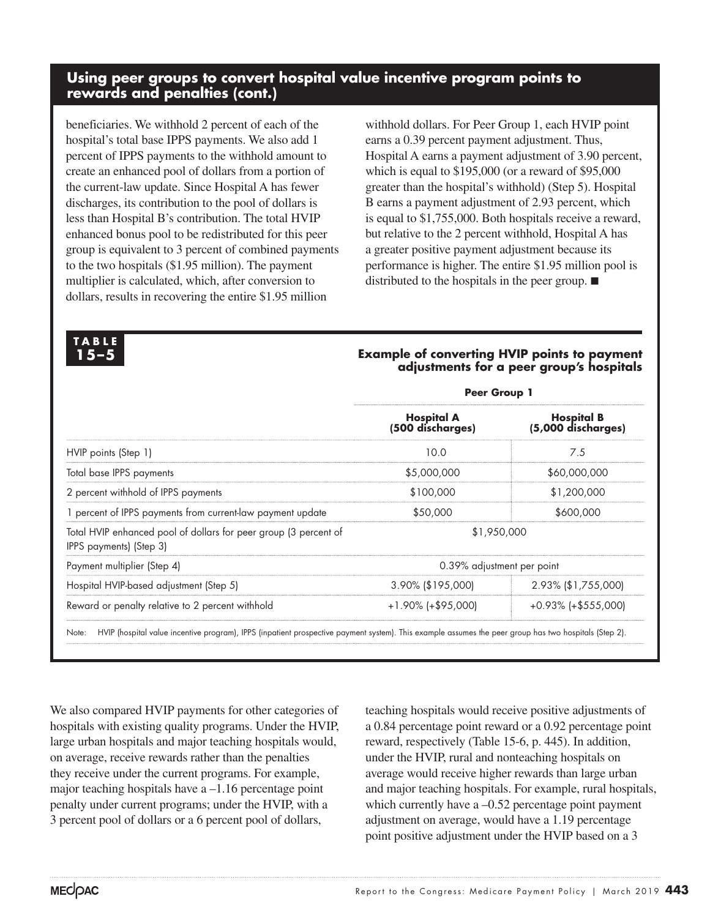## Using peer groups to convert hospital value incentive program points to rewards and penalties (cont.)

beneficiaries. We withhold 2 percent of each of the hospital's total base IPPS payments. We also add 1 percent of IPPS payments to the withhold amount to create an enhanced pool of dollars from a portion of the current-law update. Since Hospital A has fewer discharges, its contribution to the pool of dollars is less than Hospital B's contribution. The total HVIP enhanced bonus pool to be redistributed for this peer group is equivalent to 3 percent of combined payments to the two hospitals ($1.95 million). The payment multiplier is calculated, which, after conversion to dollars, results in recovering the entire $1.95 million withhold dollars. For Peer Group 1, each HVIP point earns a 0.39 percent payment adjustment. Thus, Hospital A earns a payment adjustment of 3.90 percent, which is equal to $195,000 (or a reward of $95,000 greater than the hospital's withhold) (Step 5). Hospital B earns a payment adjustment of 2.93 percent, which is equal to $1,755,000. Both hospitals receive a reward, but relative to the 2 percent withhold, Hospital A has a greater positive payment adjustment because its performance is higher. The entire $1.95 million pool is distributed to the hospitals in the peer group. ■

**TABLE 15–5**

**Example of converting HVIP points to payment adjustments for a peer group's hospitals**

| | Peer Group 1 | |
|---|---|---|
| | **Hospital A (500 discharges)** | **Hospital B (5,000 discharges)** |
| HVIP points (Step 1) | 10.0 | 7.5 |
| Total base IPPS payments | $5,000,000 | $60,000,000 |
| 2 percent withhold of IPPS payments | $100,000 | $1,200,000 |
| 1 percent of IPPS payments from current-law payment update | $50,000 | $600,000 |
| Total HVIP enhanced pool of dollars for peer group (3 percent of IPPS payments) (Step 3) | $1,950,000 | |
| Payment multiplier (Step 4) | 0.39% adjustment per point | |
| Hospital HVIP-based adjustment (Step 5) | 3.90% ($195,000) | 2.93% ($1,755,000) |
| Reward or penalty relative to 2 percent withhold | +1.90% (+$95,000) | +0.93% (+$555,000) |

Note: HVIP (hospital value incentive program), IPPS (inpatient prospective payment system). This example assumes the peer group has two hospitals (Step 2).

We also compared HVIP payments for other categories of hospitals with existing quality programs. Under the HVIP, large urban hospitals and major teaching hospitals would, on average, receive rewards rather than the penalties they receive under the current programs. For example, major teaching hospitals have a –1.16 percentage point penalty under current programs; under the HVIP, with a 3 percent pool of dollars or a 6 percent pool of dollars, teaching hospitals would receive positive adjustments of a 0.84 percentage point reward or a 0.92 percentage point reward, respectively (Table 15-6, p. 445). In addition, under the HVIP, rural and nonteaching hospitals on average would receive higher rewards than large urban and major teaching hospitals. For example, rural hospitals, which currently have a –0.52 percentage point payment adjustment on average, would have a 1.19 percentage point positive adjustment under the HVIP based on a 3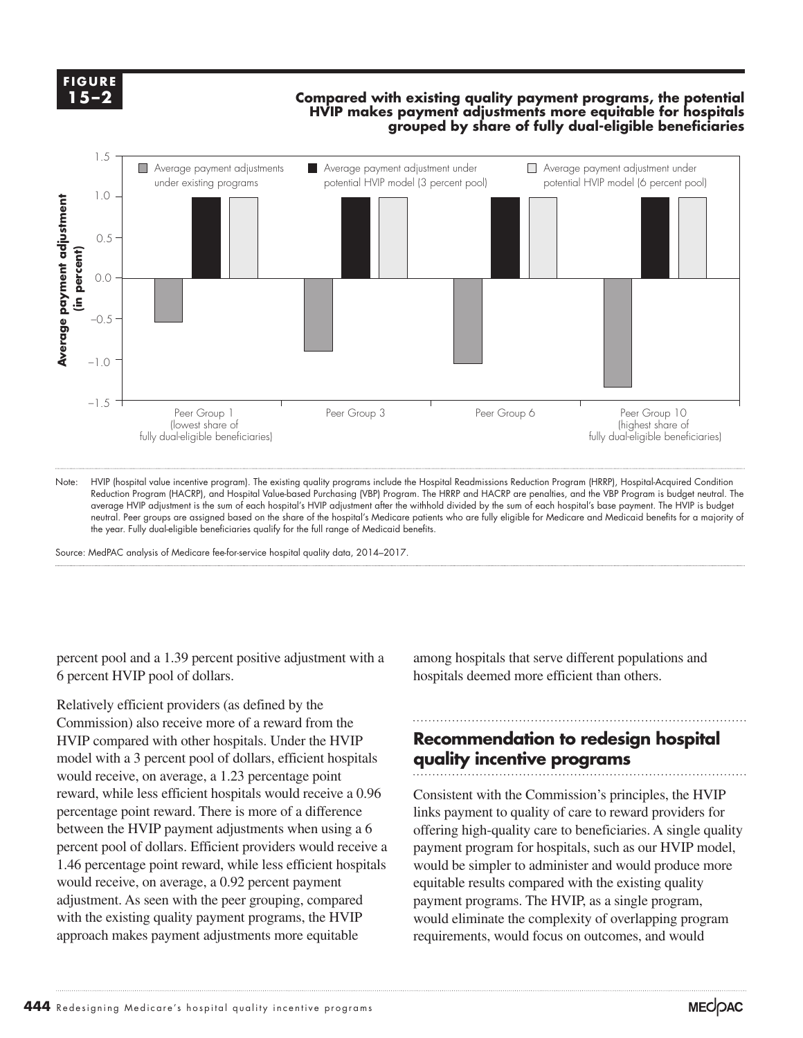**FIGURE 15–2**

**Compared with existing quality payment programs, the potential HVIP makes payment adjustments more equitable for hospitals grouped by share of fully dual-eligible beneficiaries**

Note: HVIP (hospital value incentive program). The existing quality programs include the Hospital Readmissions Reduction Program (HRRP), Hospital-Acquired Condition Reduction Program (HACRP), and Hospital Value-based Purchasing (VBP) Program. The HRRP and HACRP are penalties, and the VBP Program is budget neutral. The average HVIP adjustment is the sum of each hospital's HVIP adjustment after the withhold divided by the sum of each hospital's base payment. The HVIP is budget neutral. Peer groups are assigned based on the share of the hospital's Medicare patients who are fully eligible for Medicare and Medicaid benefits for a majority of the year. Fully dual-eligible beneficiaries qualify for the full range of Medicaid benefits.

Source: MedPAC analysis of Medicare fee-for-service hospital quality data, 2014–2017.

percent pool and a 1.39 percent positive adjustment with a 6 percent HVIP pool of dollars.

Relatively efficient providers (as defined by the Commission) also receive more of a reward from the HVIP compared with other hospitals. Under the HVIP model with a 3 percent pool of dollars, efficient hospitals would receive, on average, a 1.23 percentage point reward, while less efficient hospitals would receive a 0.96 percentage point reward. There is more of a difference between the HVIP payment adjustments when using a 6 percent pool of dollars. Efficient providers would receive a 1.46 percentage point reward, while less efficient hospitals would receive, on average, a 0.92 percent payment adjustment. As seen with the peer grouping, compared with the existing quality payment programs, the HVIP approach makes payment adjustments more equitable among hospitals that serve different populations and hospitals deemed more efficient than others.

## Recommendation to redesign hospital quality incentive programs

Consistent with the Commission's principles, the HVIP links payment to quality of care to reward providers for offering high-quality care to beneficiaries. A single quality payment program for hospitals, such as our HVIP model, would be simpler to administer and would produce more equitable results compared with the existing quality payment programs. The HVIP, as a single program, would eliminate the complexity of overlapping program requirements, would focus on outcomes, and would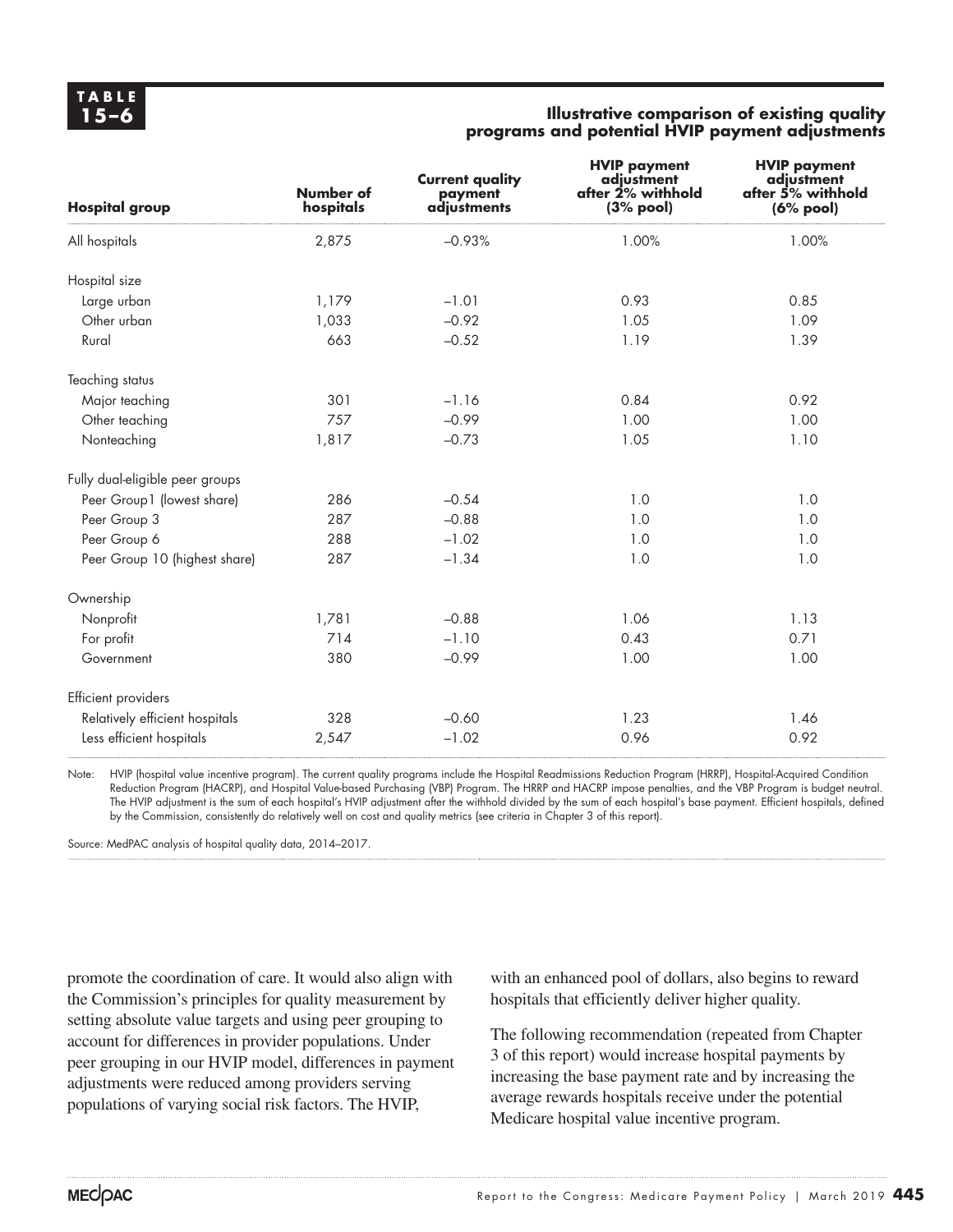**TABLE 15–6**

**Illustrative comparison of existing quality programs and potential HVIP payment adjustments**

| Hospital group | Number of hospitals | Current quality payment adjustments | HVIP payment adjustment after 2% withhold (3% pool) | HVIP payment adjustment after 5% withhold (6% pool) |
|---|---|---|---|---|
| All hospitals | 2,875 | –0.93% | 1.00% | 1.00% |
| Hospital size | | | | |
| Large urban | 1,179 | –1.01 | 0.93 | 0.85 |
| Other urban | 1,033 | –0.92 | 1.05 | 1.09 |
| Rural | 663 | –0.52 | 1.19 | 1.39 |
| Teaching status | | | | |
| Major teaching | 301 | –1.16 | 0.84 | 0.92 |
| Other teaching | 757 | –0.99 | 1.00 | 1.00 |
| Nonteaching | 1,817 | –0.73 | 1.05 | 1.10 |
| Fully dual-eligible peer groups | | | | |
| Peer Group1 (lowest share) | 286 | –0.54 | 1.0 | 1.0 |
| Peer Group 3 | 287 | –0.88 | 1.0 | 1.0 |
| Peer Group 6 | 288 | –1.02 | 1.0 | 1.0 |
| Peer Group 10 (highest share) | 287 | –1.34 | 1.0 | 1.0 |
| Ownership | | | | |
| Nonprofit | 1,781 | –0.88 | 1.06 | 1.13 |
| For profit | 714 | –1.10 | 0.43 | 0.71 |
| Government | 380 | –0.99 | 1.00 | 1.00 |
| Efficient providers | | | | |
| Relatively efficient hospitals | 328 | –0.60 | 1.23 | 1.46 |
| Less efficient hospitals | 2,547 | –1.02 | 0.96 | 0.92 |

Note: HVIP (hospital value incentive program). The current quality programs include the Hospital Readmissions Reduction Program (HRRP), Hospital-Acquired Condition Reduction Program (HACRP), and Hospital Value-based Purchasing (VBP) Program. The HRRP and HACRP impose penalties, and the VBP Program is budget neutral. The HVIP adjustment is the sum of each hospital's HVIP adjustment after the withhold divided by the sum of each hospital's base payment. Efficient hospitals, defined by the Commission, consistently do relatively well on cost and quality metrics (see criteria in Chapter 3 of this report).

Source: MedPAC analysis of hospital quality data, 2014–2017.

promote the coordination of care. It would also align with the Commission's principles for quality measurement by setting absolute value targets and using peer grouping to account for differences in provider populations. Under peer grouping in our HVIP model, differences in payment adjustments were reduced among providers serving populations of varying social risk factors. The HVIP, with an enhanced pool of dollars, also begins to reward hospitals that efficiently deliver higher quality.

The following recommendation (repeated from Chapter 3 of this report) would increase hospital payments by increasing the base payment rate and by increasing the average rewards hospitals receive under the potential Medicare hospital value incentive program.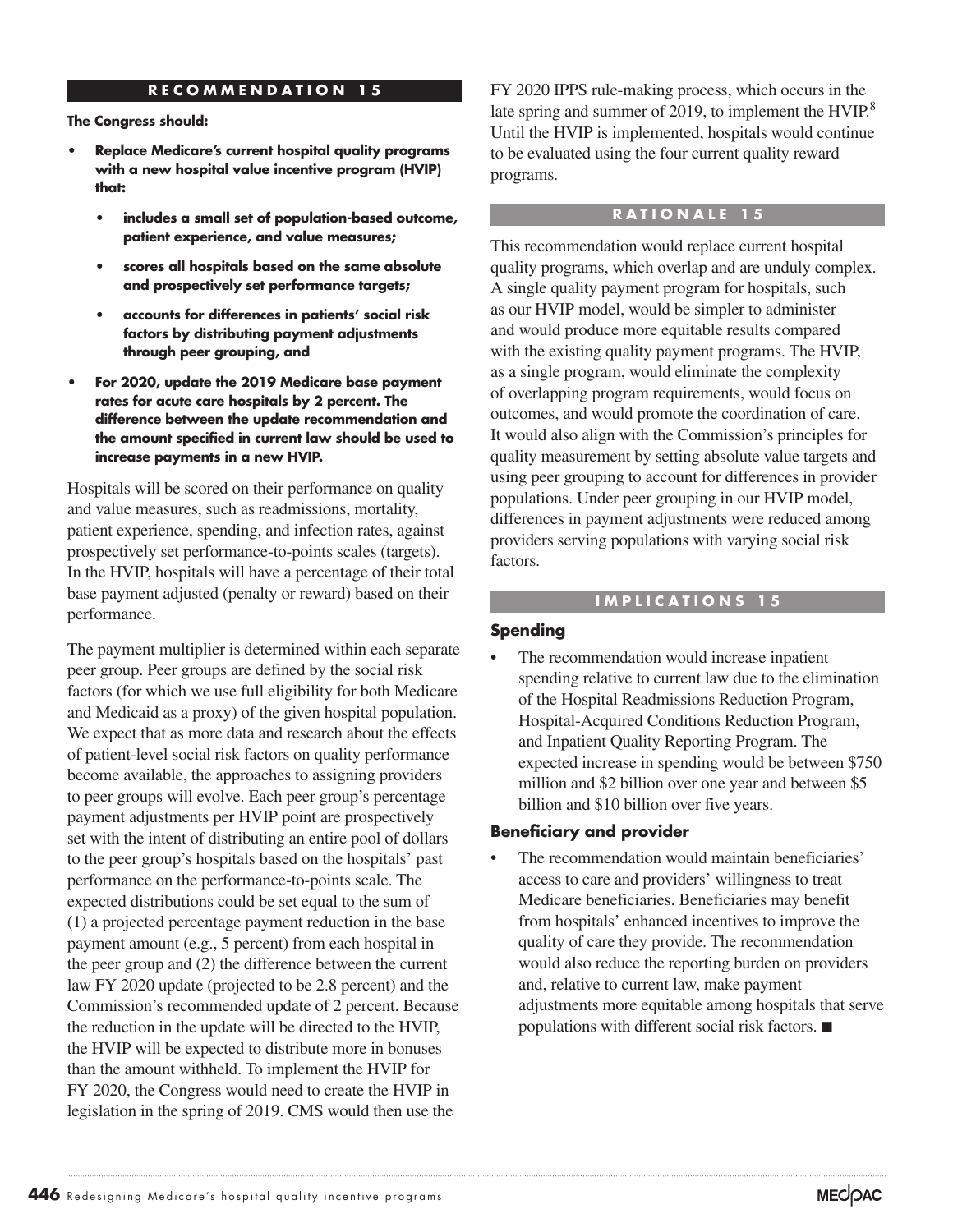## RECOMMENDATION 15

**The Congress should:**

- **Replace Medicare's current hospital quality programs with a new hospital value incentive program (HVIP) that:**
    - **includes a small set of population-based outcome, patient experience, and value measures;**
    - **scores all hospitals based on the same absolute and prospectively set performance targets;**
    - **accounts for differences in patients' social risk factors by distributing payment adjustments through peer grouping, and**
- **For 2020, update the 2019 Medicare base payment rates for acute care hospitals by 2 percent. The difference between the update recommendation and the amount specified in current law should be used to increase payments in a new HVIP.**

Hospitals will be scored on their performance on quality and value measures, such as readmissions, mortality, patient experience, spending, and infection rates, against prospectively set performance-to-points scales (targets). In the HVIP, hospitals will have a percentage of their total base payment adjusted (penalty or reward) based on their performance.

The payment multiplier is determined within each separate peer group. Peer groups are defined by the social risk factors (for which we use full eligibility for both Medicare and Medicaid as a proxy) of the given hospital population. We expect that as more data and research about the effects of patient-level social risk factors on quality performance become available, the approaches to assigning providers to peer groups will evolve. Each peer group's percentage payment adjustments per HVIP point are prospectively set with the intent of distributing an entire pool of dollars to the peer group's hospitals based on the hospitals' past performance on the performance-to-points scale. The expected distributions could be set equal to the sum of (1) a projected percentage payment reduction in the base payment amount (e.g., 5 percent) from each hospital in the peer group and (2) the difference between the current law FY 2020 update (projected to be 2.8 percent) and the Commission's recommended update of 2 percent. Because the reduction in the update will be directed to the HVIP, the HVIP will be expected to distribute more in bonuses than the amount withheld. To implement the HVIP for FY 2020, the Congress would need to create the HVIP in legislation in the spring of 2019. CMS would then use the FY 2020 IPPS rule-making process, which occurs in the late spring and summer of 2019, to implement the HVIP.[8] Until the HVIP is implemented, hospitals would continue to be evaluated using the four current quality reward programs.

## RATIONALE 15

This recommendation would replace current hospital quality programs, which overlap and are unduly complex. A single quality payment program for hospitals, such as our HVIP model, would be simpler to administer and would produce more equitable results compared with the existing quality payment programs. The HVIP, as a single program, would eliminate the complexity of overlapping program requirements, would focus on outcomes, and would promote the coordination of care. It would also align with the Commission's principles for quality measurement by setting absolute value targets and using peer grouping to account for differences in provider populations. Under peer grouping in our HVIP model, differences in payment adjustments were reduced among providers serving populations with varying social risk factors.

## IMPLICATIONS 15

### Spending

- The recommendation would increase inpatient spending relative to current law due to the elimination of the Hospital Readmissions Reduction Program, Hospital-Acquired Conditions Reduction Program, and Inpatient Quality Reporting Program. The expected increase in spending would be between $750 million and $2 billion over one year and between $5 billion and $10 billion over five years.

### Beneficiary and provider

- The recommendation would maintain beneficiaries' access to care and providers' willingness to treat Medicare beneficiaries. Beneficiaries may benefit from hospitals' enhanced incentives to improve the quality of care they provide. The recommendation would also reduce the reporting burden on providers and, relative to current law, make payment adjustments more equitable among hospitals that serve populations with different social risk factors. ■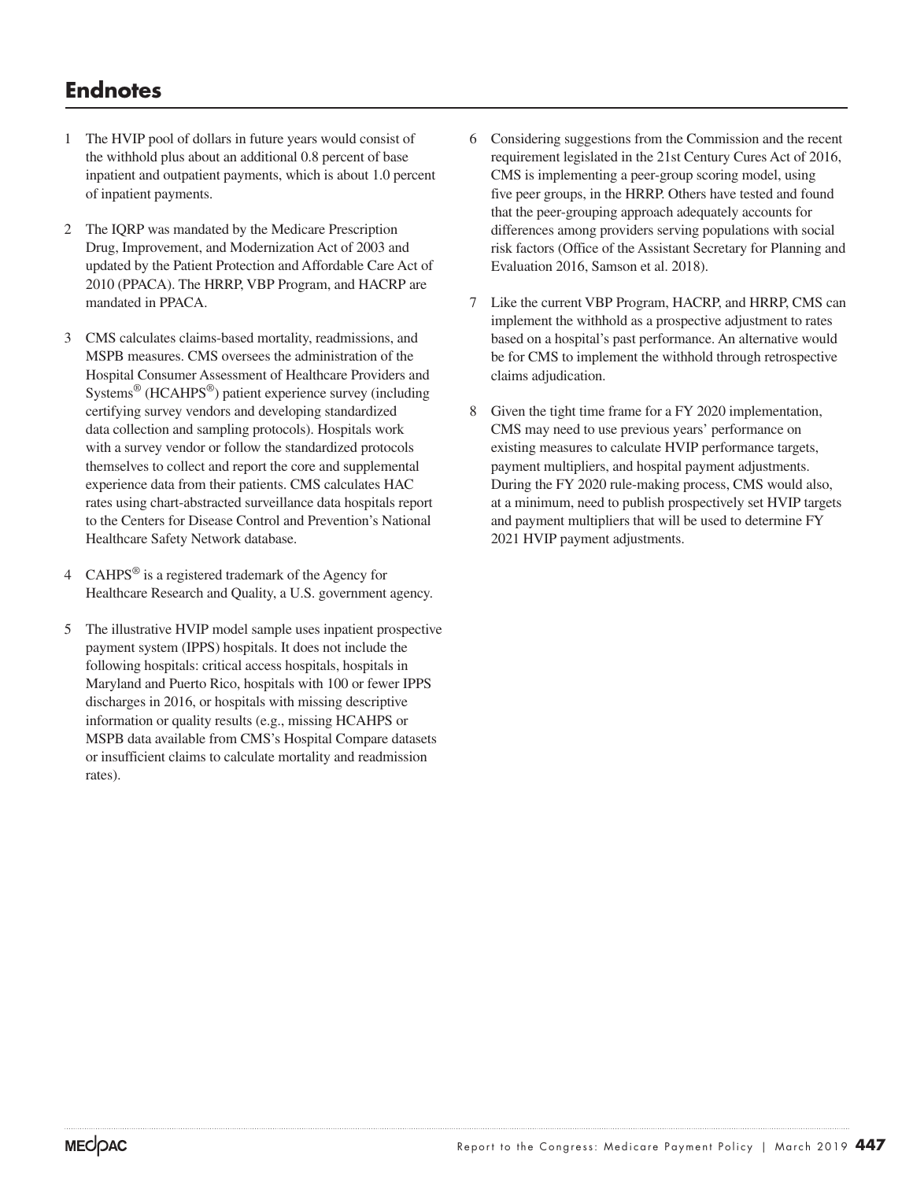# Endnotes

1 The HVIP pool of dollars in future years would consist of the withhold plus about an additional 0.8 percent of base inpatient and outpatient payments, which is about 1.0 percent of inpatient payments.

2 The IQRP was mandated by the Medicare Prescription Drug, Improvement, and Modernization Act of 2003 and updated by the Patient Protection and Affordable Care Act of 2010 (PPACA). The HRRP, VBP Program, and HACRP are mandated in PPACA.

3 CMS calculates claims-based mortality, readmissions, and MSPB measures. CMS oversees the administration of the Hospital Consumer Assessment of Healthcare Providers and Systems® (HCAHPS®) patient experience survey (including certifying survey vendors and developing standardized data collection and sampling protocols). Hospitals work with a survey vendor or follow the standardized protocols themselves to collect and report the core and supplemental experience data from their patients. CMS calculates HAC rates using chart-abstracted surveillance data hospitals report to the Centers for Disease Control and Prevention's National Healthcare Safety Network database.

4 CAHPS® is a registered trademark of the Agency for Healthcare Research and Quality, a U.S. government agency.

5 The illustrative HVIP model sample uses inpatient prospective payment system (IPPS) hospitals. It does not include the following hospitals: critical access hospitals, hospitals in Maryland and Puerto Rico, hospitals with 100 or fewer IPPS discharges in 2016, or hospitals with missing descriptive information or quality results (e.g., missing HCAHPS or MSPB data available from CMS's Hospital Compare datasets or insufficient claims to calculate mortality and readmission rates).

6 Considering suggestions from the Commission and the recent requirement legislated in the 21st Century Cures Act of 2016, CMS is implementing a peer-group scoring model, using five peer groups, in the HRRP. Others have tested and found that the peer-grouping approach adequately accounts for differences among providers serving populations with social risk factors (Office of the Assistant Secretary for Planning and Evaluation 2016, Samson et al. 2018).

7 Like the current VBP Program, HACRP, and HRRP, CMS can implement the withhold as a prospective adjustment to rates based on a hospital's past performance. An alternative would be for CMS to implement the withhold through retrospective claims adjudication.

8 Given the tight time frame for a FY 2020 implementation, CMS may need to use previous years' performance on existing measures to calculate HVIP performance targets, payment multipliers, and hospital payment adjustments. During the FY 2020 rule-making process, CMS would also, at a minimum, need to publish prospectively set HVIP targets and payment multipliers that will be used to determine FY 2021 HVIP payment adjustments.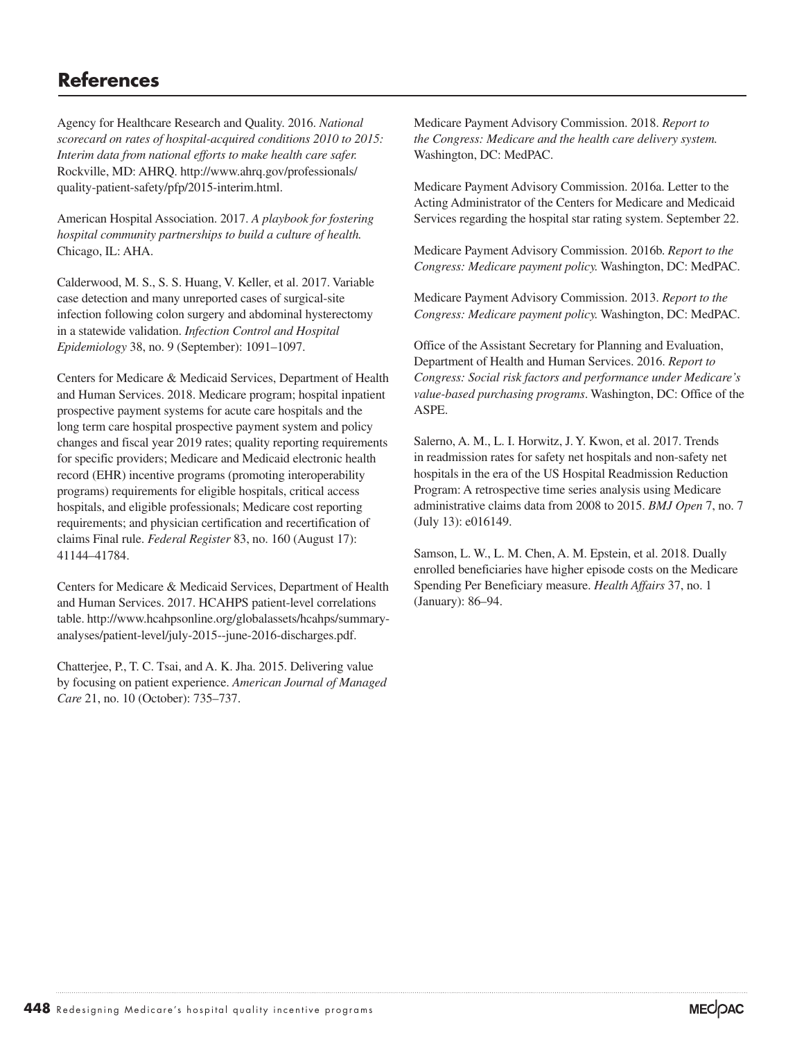## References

Agency for Healthcare Research and Quality. 2016. *National scorecard on rates of hospital-acquired conditions 2010 to 2015: Interim data from national efforts to make health care safer.* Rockville, MD: AHRQ. http://www.ahrq.gov/professionals/quality-patient-safety/pfp/2015-interim.html.

American Hospital Association. 2017. *A playbook for fostering hospital community partnerships to build a culture of health.* Chicago, IL: AHA.

Calderwood, M. S., S. S. Huang, V. Keller, et al. 2017. Variable case detection and many unreported cases of surgical-site infection following colon surgery and abdominal hysterectomy in a statewide validation. *Infection Control and Hospital Epidemiology* 38, no. 9 (September): 1091–1097.

Centers for Medicare & Medicaid Services, Department of Health and Human Services. 2018. Medicare program; hospital inpatient prospective payment systems for acute care hospitals and the long term care hospital prospective payment system and policy changes and fiscal year 2019 rates; quality reporting requirements for specific providers; Medicare and Medicaid electronic health record (EHR) incentive programs (promoting interoperability programs) requirements for eligible hospitals, critical access hospitals, and eligible professionals; Medicare cost reporting requirements; and physician certification and recertification of claims Final rule. *Federal Register* 83, no. 160 (August 17): 41144–41784.

Centers for Medicare & Medicaid Services, Department of Health and Human Services. 2017. HCAHPS patient-level correlations table. http://www.hcahpsonline.org/globalassets/hcahps/summary-analyses/patient-level/july-2015--june-2016-discharges.pdf.

Chatterjee, P., T. C. Tsai, and A. K. Jha. 2015. Delivering value by focusing on patient experience. *American Journal of Managed Care* 21, no. 10 (October): 735–737.

Medicare Payment Advisory Commission. 2018. *Report to the Congress: Medicare and the health care delivery system.* Washington, DC: MedPAC.

Medicare Payment Advisory Commission. 2016a. Letter to the Acting Administrator of the Centers for Medicare and Medicaid Services regarding the hospital star rating system. September 22.

Medicare Payment Advisory Commission. 2016b. *Report to the Congress: Medicare payment policy.* Washington, DC: MedPAC.

Medicare Payment Advisory Commission. 2013. *Report to the Congress: Medicare payment policy.* Washington, DC: MedPAC.

Office of the Assistant Secretary for Planning and Evaluation, Department of Health and Human Services. 2016. *Report to Congress: Social risk factors and performance under Medicare's value-based purchasing programs*. Washington, DC: Office of the ASPE.

Salerno, A. M., L. I. Horwitz, J. Y. Kwon, et al. 2017. Trends in readmission rates for safety net hospitals and non-safety net hospitals in the era of the US Hospital Readmission Reduction Program: A retrospective time series analysis using Medicare administrative claims data from 2008 to 2015. *BMJ Open* 7, no. 7 (July 13): e016149.

Samson, L. W., L. M. Chen, A. M. Epstein, et al. 2018. Dually enrolled beneficiaries have higher episode costs on the Medicare Spending Per Beneficiary measure. *Health Affairs* 37, no. 1 (January): 86–94.